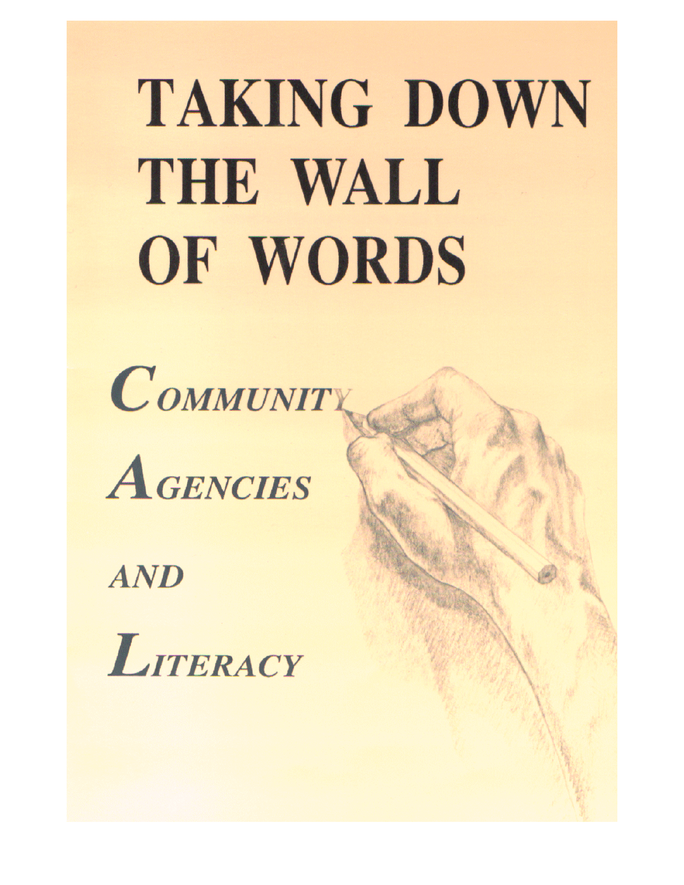# TAKING DOWN THE WALL OF WORDS

## *COMMUNITY AGENCIES AND LITERACY*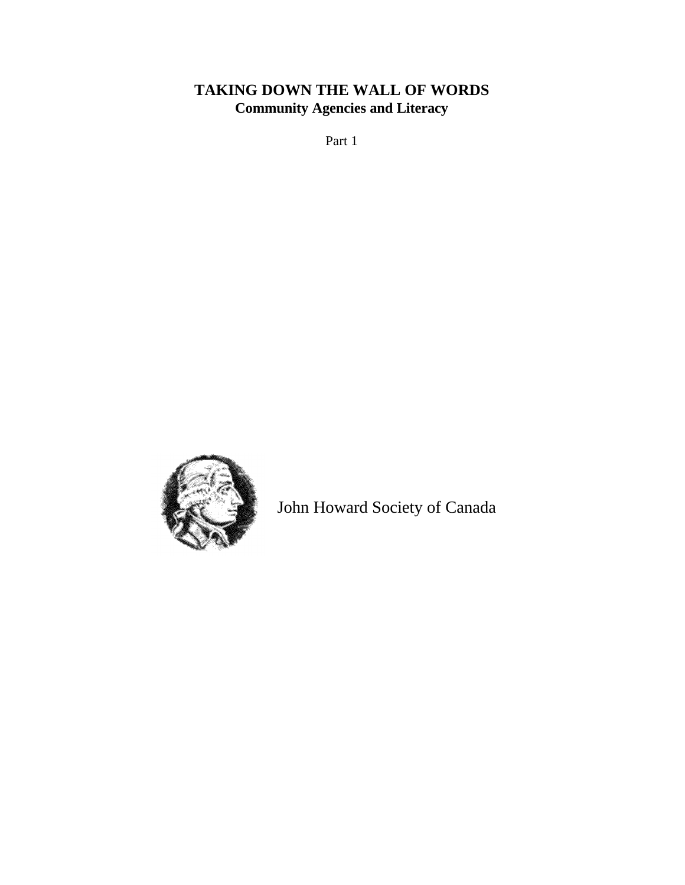# TAKING DOWN THE WALL OF WORDS

## Community Agencies and Literacy

Part 1

John Howard Society of Canada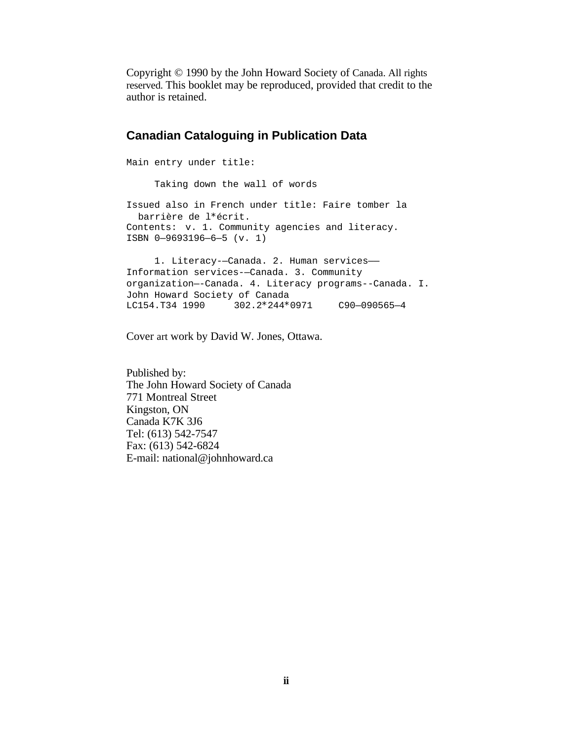Copyright © 1990 by the John Howard Society of Canada. All rights reserved. This booklet may be reproduced, provided that credit to the author is retained.

## Canadian Cataloguing in Publication Data

```
Main entry under title:

     Taking down the wall of words

Issued also in French under title: Faire tomber la
  barrière de l*écrit.
Contents:  v. 1. Community agencies and literacy.
ISBN 0—9693196—6—5 (v. 1)

     1. Literacy-—Canada. 2. Human services——
Information services-—Canada. 3. Community
organization—-Canada. 4. Literacy programs--Canada. I.
John Howard Society of Canada
LC154.T34 1990     302.2*244*0971    C90—090565—4
```

Cover art work by David W. Jones, Ottawa.

Published by:
The John Howard Society of Canada
771 Montreal Street
Kingston, ON
Canada K7K 3J6
Tel: (613) 542-7547
Fax: (613) 542-6824
E-mail: national@johnhoward.ca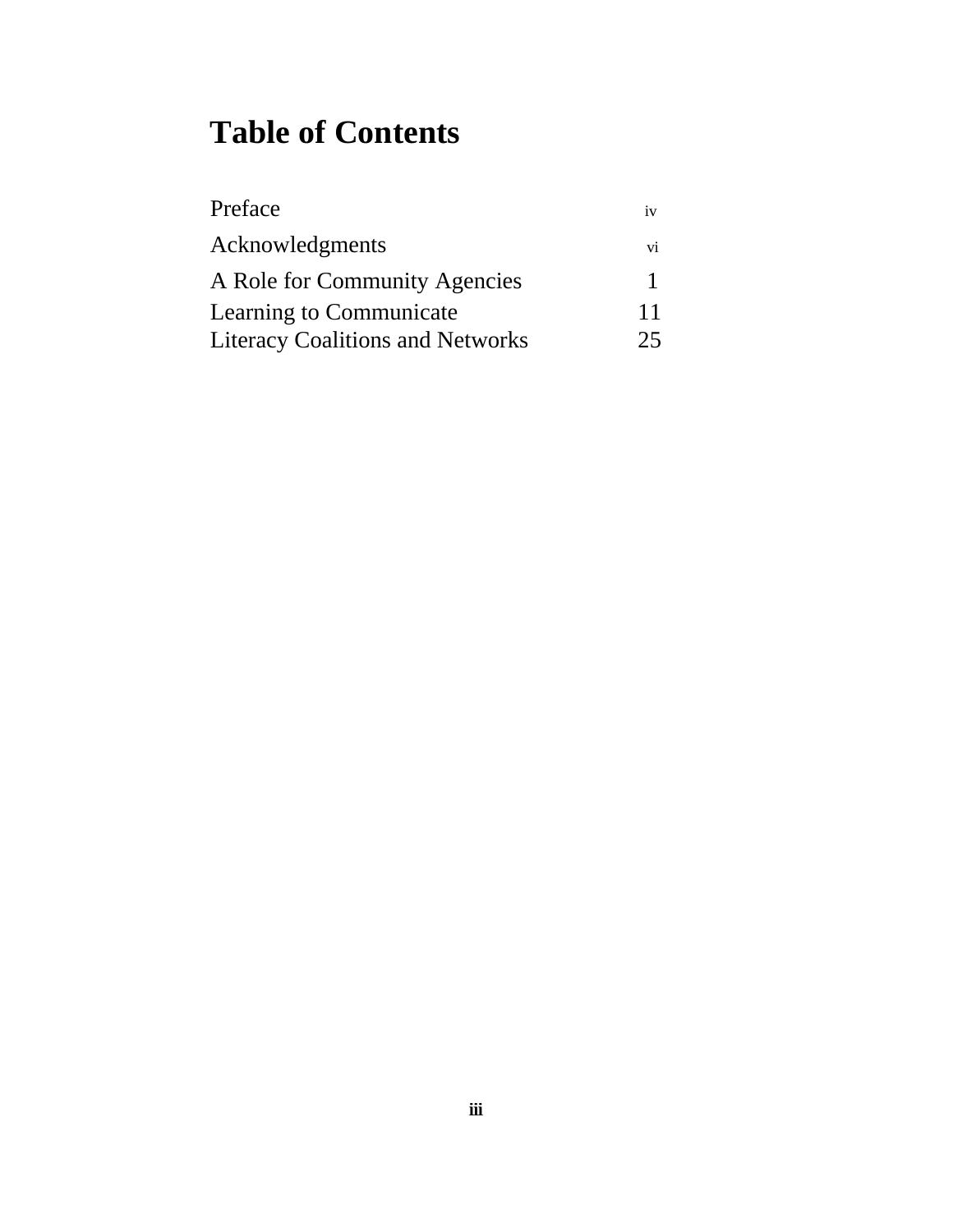# Table of Contents

| | |
|---|---|
| Preface | iv |
| Acknowledgments | vi |
| A Role for Community Agencies | 1 |
| Learning to Communicate | 11 |
| Literacy Coalitions and Networks | 25 |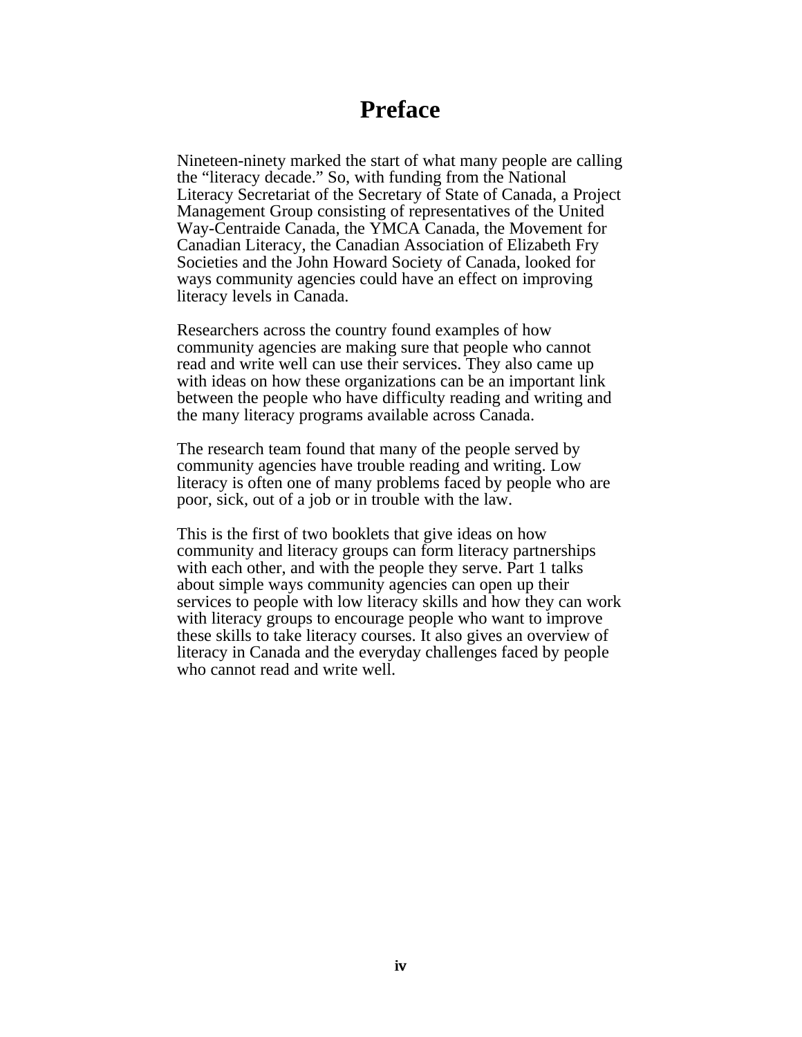# Preface

Nineteen-ninety marked the start of what many people are calling the "literacy decade." So, with funding from the National Literacy Secretariat of the Secretary of State of Canada, a Project Management Group consisting of representatives of the United Way-Centraide Canada, the YMCA Canada, the Movement for Canadian Literacy, the Canadian Association of Elizabeth Fry Societies and the John Howard Society of Canada, looked for ways community agencies could have an effect on improving literacy levels in Canada.

Researchers across the country found examples of how community agencies are making sure that people who cannot read and write well can use their services. They also came up with ideas on how these organizations can be an important link between the people who have difficulty reading and writing and the many literacy programs available across Canada.

The research team found that many of the people served by community agencies have trouble reading and writing. Low literacy is often one of many problems faced by people who are poor, sick, out of a job or in trouble with the law.

This is the first of two booklets that give ideas on how community and literacy groups can form literacy partnerships with each other, and with the people they serve. Part 1 talks about simple ways community agencies can open up their services to people with low literacy skills and how they can work with literacy groups to encourage people who want to improve these skills to take literacy courses. It also gives an overview of literacy in Canada and the everyday challenges faced by people who cannot read and write well.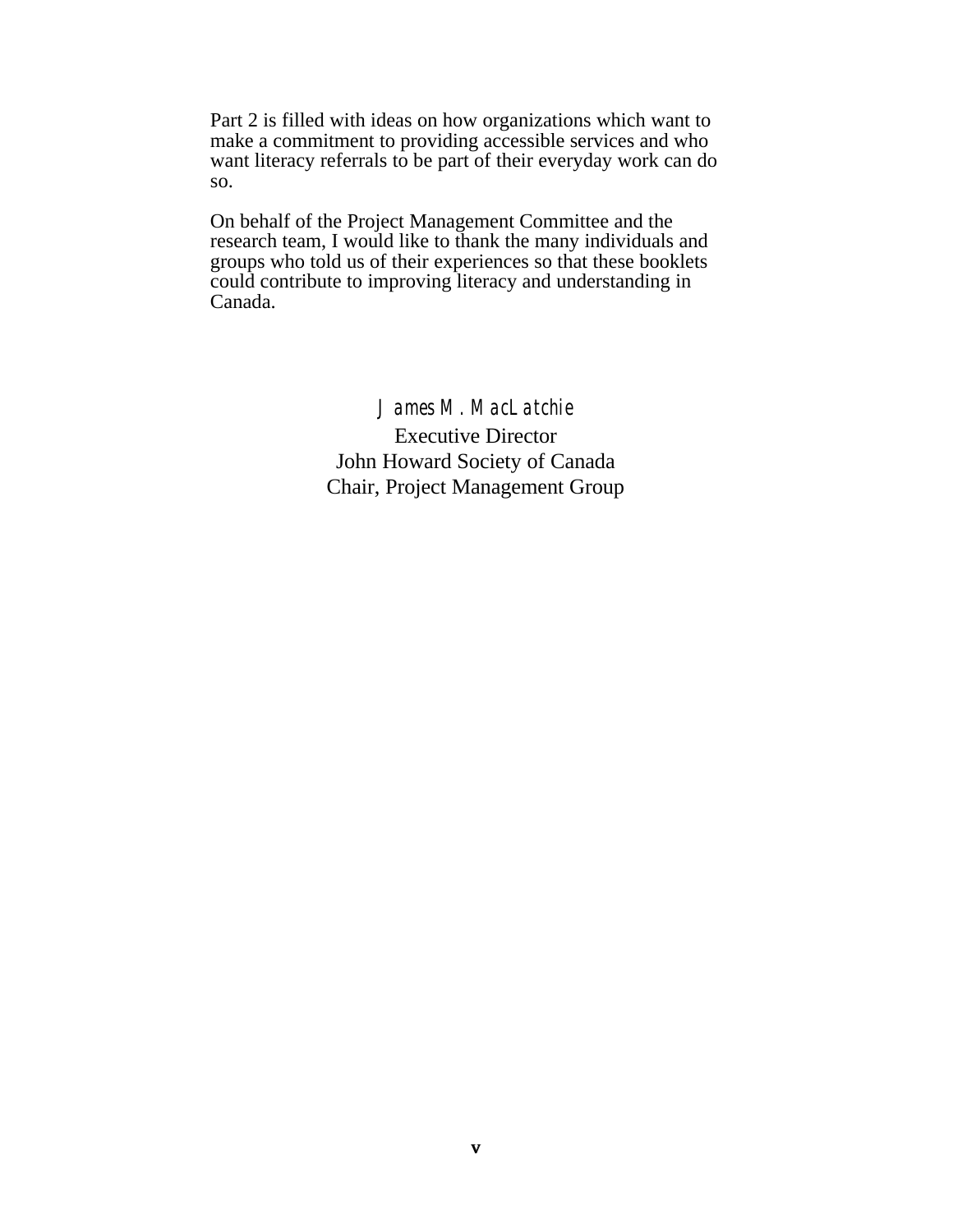Part 2 is filled with ideas on how organizations which want to make a commitment to providing accessible services and who want literacy referrals to be part of their everyday work can do so.

On behalf of the Project Management Committee and the research team, I would like to thank the many individuals and groups who told us of their experiences so that these booklets could contribute to improving literacy and understanding in Canada.

*James M. MacLatchie*
Executive Director
John Howard Society of Canada
Chair, Project Management Group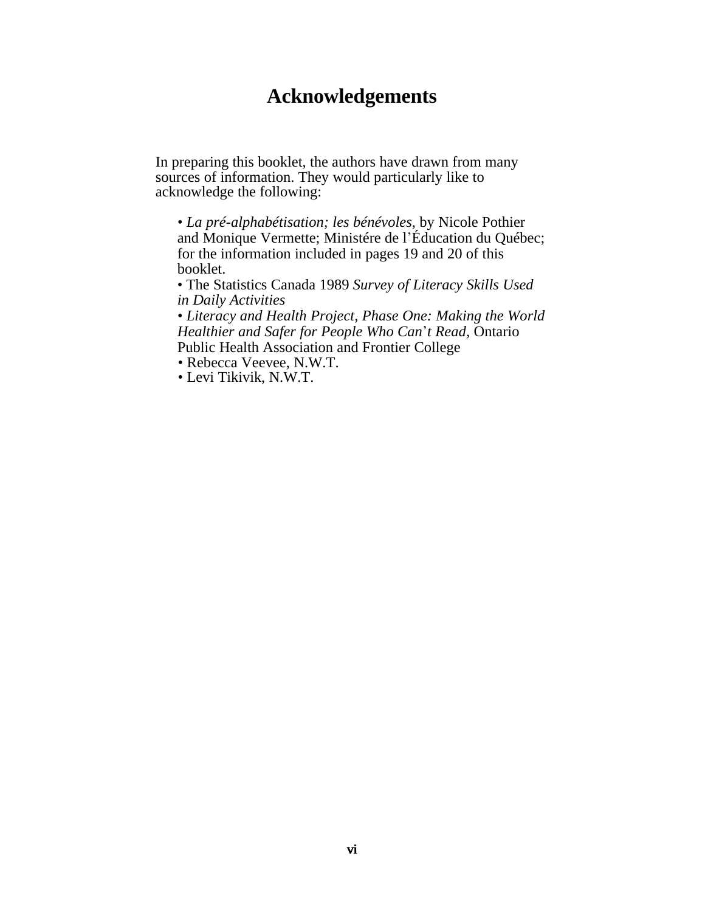# Acknowledgements

In preparing this booklet, the authors have drawn from many sources of information. They would particularly like to acknowledge the following:

- *La pré-alphabétisation; les bénévoles,* by Nicole Pothier and Monique Vermette; Ministére de l'Éducation du Québec; for the information included in pages 19 and 20 of this booklet.
- The Statistics Canada 1989 *Survey of Literacy Skills Used in Daily Activities*
- *Literacy and Health Project, Phase One: Making the World Healthier and Safer for People Who Can't Read,* Ontario Public Health Association and Frontier College
- Rebecca Veevee, N.W.T.
- Levi Tikivik, N.W.T.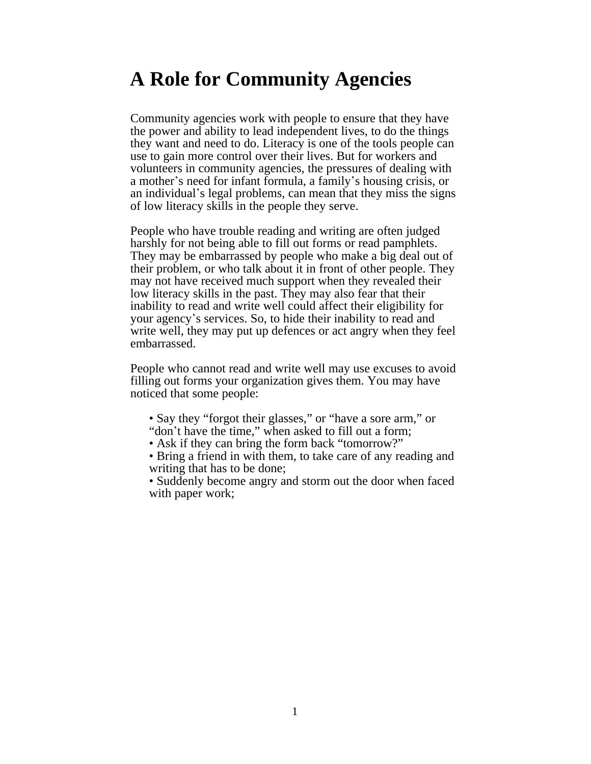# A Role for Community Agencies

Community agencies work with people to ensure that they have the power and ability to lead independent lives, to do the things they want and need to do. Literacy is one of the tools people can use to gain more control over their lives. But for workers and volunteers in community agencies, the pressures of dealing with a mother's need for infant formula, a family's housing crisis, or an individual's legal problems, can mean that they miss the signs of low literacy skills in the people they serve.

People who have trouble reading and writing are often judged harshly for not being able to fill out forms or read pamphlets. They may be embarrassed by people who make a big deal out of their problem, or who talk about it in front of other people. They may not have received much support when they revealed their low literacy skills in the past. They may also fear that their inability to read and write well could affect their eligibility for your agency's services. So, to hide their inability to read and write well, they may put up defences or act angry when they feel embarrassed.

People who cannot read and write well may use excuses to avoid filling out forms your organization gives them. You may have noticed that some people:

- Say they "forgot their glasses," or "have a sore arm," or "don't have the time," when asked to fill out a form;
- Ask if they can bring the form back "tomorrow?"
- Bring a friend in with them, to take care of any reading and writing that has to be done;
- Suddenly become angry and storm out the door when faced with paper work;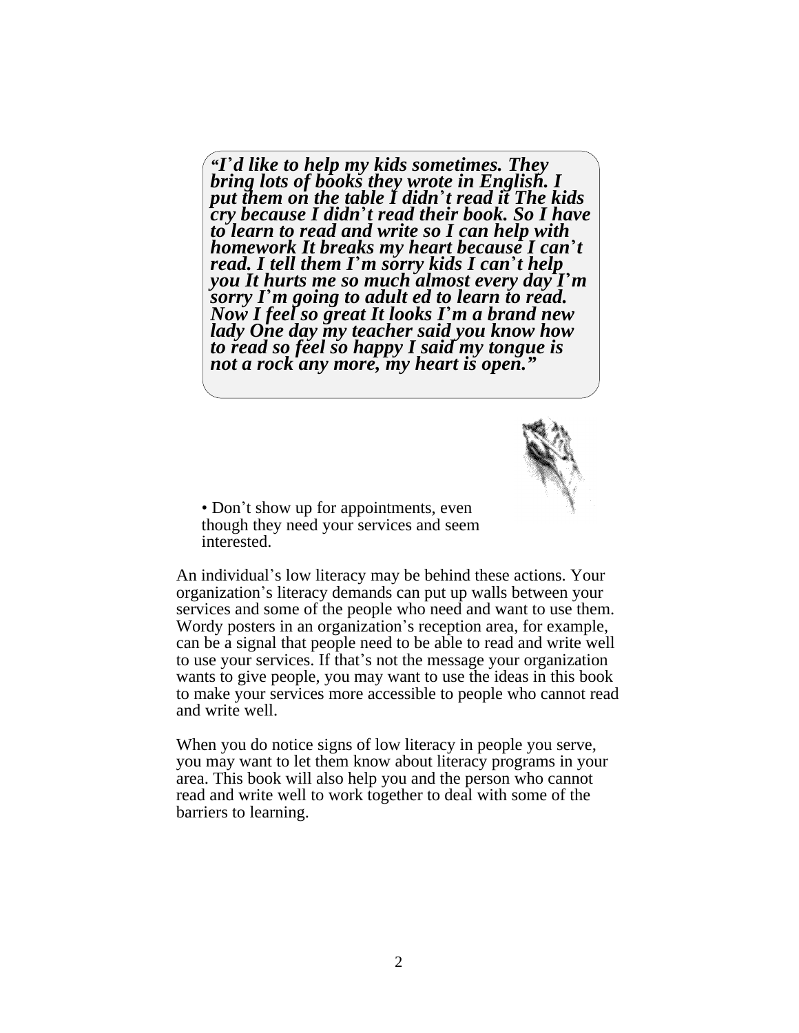*"I'd like to help my kids sometimes. They bring lots of books they wrote in English. I put them on the table I didn't read it The kids cry because I didn't read their book. So I have to learn to read and write so I can help with homework It breaks my heart because I can't read. I tell them I'm sorry kids I can't help you It hurts me so much almost every day I'm sorry I'm going to adult ed to learn to read. Now I feel so great It looks I'm a brand new lady One day my teacher said you know how to read so feel so happy I said my tongue is not a rock any more, my heart is open."*

- Don't show up for appointments, even though they need your services and seem interested.

An individual's low literacy may be behind these actions. Your organization's literacy demands can put up walls between your services and some of the people who need and want to use them. Wordy posters in an organization's reception area, for example, can be a signal that people need to be able to read and write well to use your services. If that's not the message your organization wants to give people, you may want to use the ideas in this book to make your services more accessible to people who cannot read and write well.

When you do notice signs of low literacy in people you serve, you may want to let them know about literacy programs in your area. This book will also help you and the person who cannot read and write well to work together to deal with some of the barriers to learning.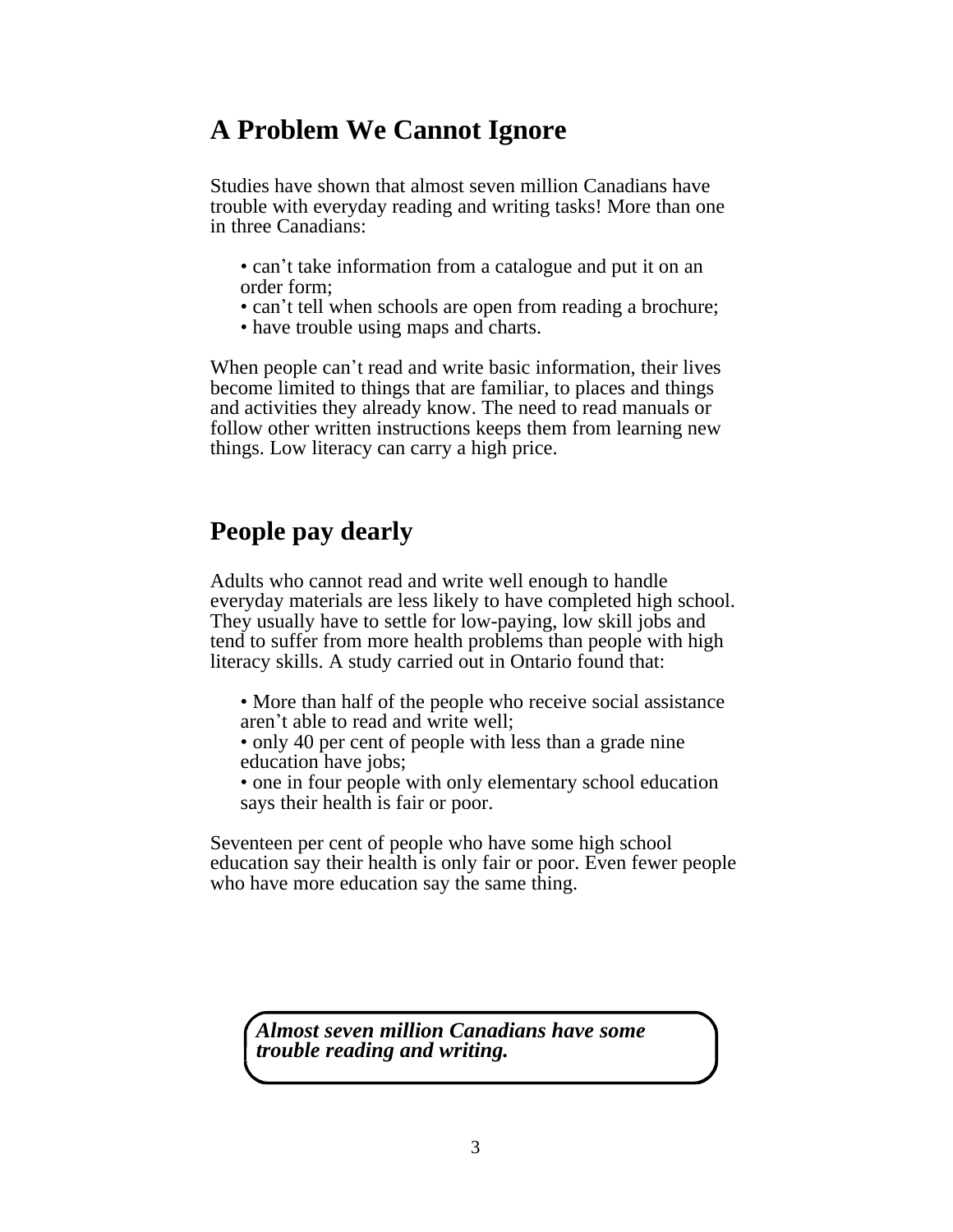## A Problem We Cannot Ignore

Studies have shown that almost seven million Canadians have trouble with everyday reading and writing tasks! More than one in three Canadians:

- can't take information from a catalogue and put it on an order form;
- can't tell when schools are open from reading a brochure;
- have trouble using maps and charts.

When people can't read and write basic information, their lives become limited to things that are familiar, to places and things and activities they already know. The need to read manuals or follow other written instructions keeps them from learning new things. Low literacy can carry a high price.

## People pay dearly

Adults who cannot read and write well enough to handle everyday materials are less likely to have completed high school. They usually have to settle for low-paying, low skill jobs and tend to suffer from more health problems than people with high literacy skills. A study carried out in Ontario found that:

- More than half of the people who receive social assistance aren't able to read and write well;
- only 40 per cent of people with less than a grade nine education have jobs;
- one in four people with only elementary school education says their health is fair or poor.

Seventeen per cent of people who have some high school education say their health is only fair or poor. Even fewer people who have more education say the same thing.

***Almost seven million Canadians have some trouble reading and writing.***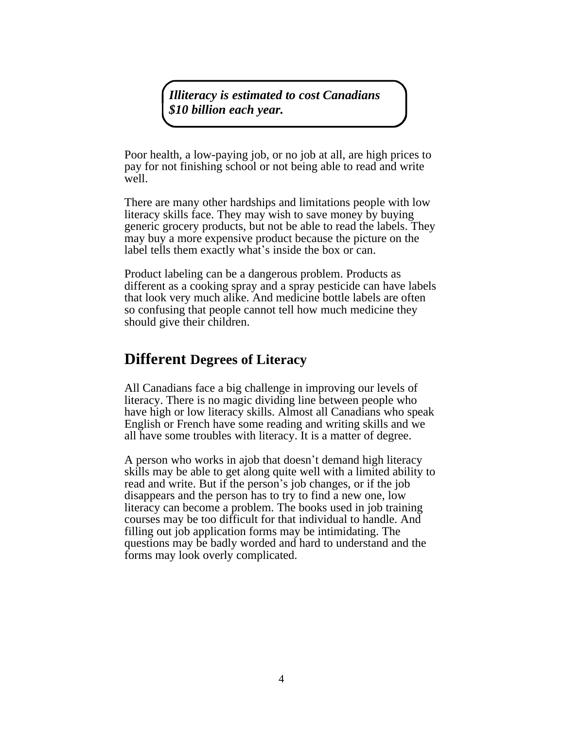***Illiteracy is estimated to cost Canadians $10 billion each year.***

Poor health, a low-paying job, or no job at all, are high prices to pay for not finishing school or not being able to read and write well.

There are many other hardships and limitations people with low literacy skills face. They may wish to save money by buying generic grocery products, but not be able to read the labels. They may buy a more expensive product because the picture on the label tells them exactly what's inside the box or can.

Product labeling can be a dangerous problem. Products as different as a cooking spray and a spray pesticide can have labels that look very much alike. And medicine bottle labels are often so confusing that people cannot tell how much medicine they should give their children.

## Different Degrees of Literacy

All Canadians face a big challenge in improving our levels of literacy. There is no magic dividing line between people who have high or low literacy skills. Almost all Canadians who speak English or French have some reading and writing skills and we all have some troubles with literacy. It is a matter of degree.

A person who works in ajob that doesn't demand high literacy skills may be able to get along quite well with a limited ability to read and write. But if the person's job changes, or if the job disappears and the person has to try to find a new one, low literacy can become a problem. The books used in job training courses may be too difficult for that individual to handle. And filling out job application forms may be intimidating. The questions may be badly worded and hard to understand and the forms may look overly complicated.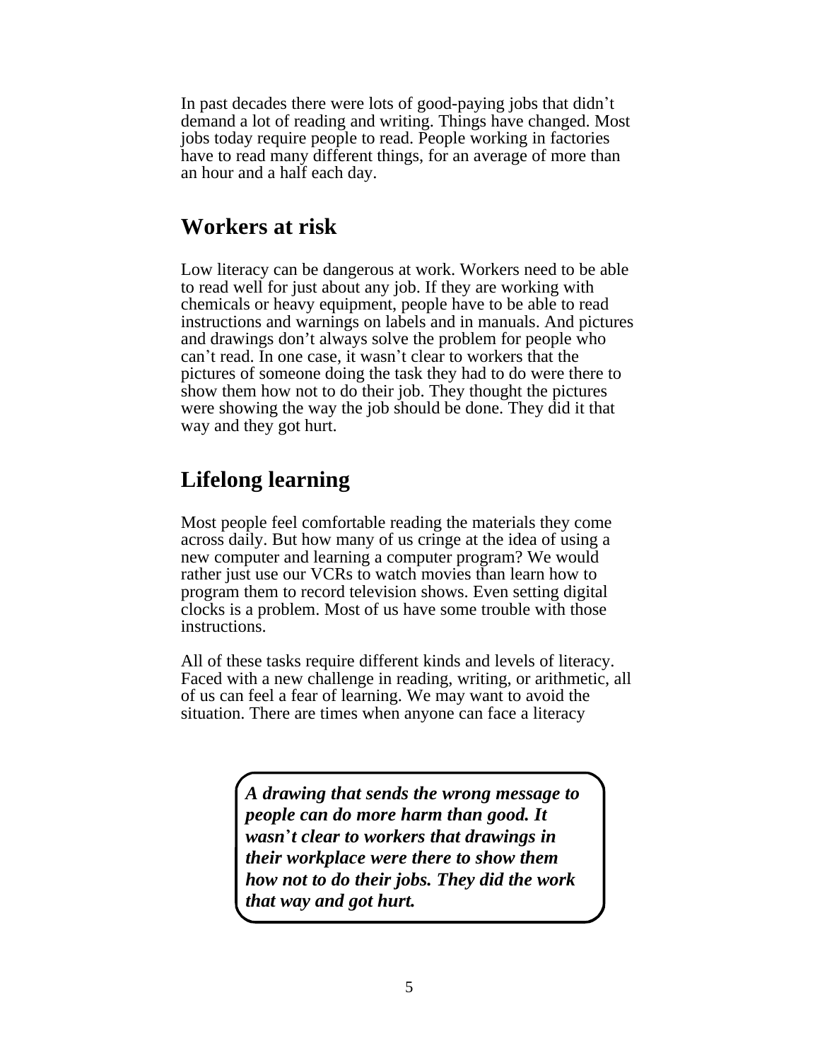In past decades there were lots of good-paying jobs that didn't demand a lot of reading and writing. Things have changed. Most jobs today require people to read. People working in factories have to read many different things, for an average of more than an hour and a half each day.

## Workers at risk

Low literacy can be dangerous at work. Workers need to be able to read well for just about any job. If they are working with chemicals or heavy equipment, people have to be able to read instructions and warnings on labels and in manuals. And pictures and drawings don't always solve the problem for people who can't read. In one case, it wasn't clear to workers that the pictures of someone doing the task they had to do were there to show them how not to do their job. They thought the pictures were showing the way the job should be done. They did it that way and they got hurt.

## Lifelong learning

Most people feel comfortable reading the materials they come across daily. But how many of us cringe at the idea of using a new computer and learning a computer program? We would rather just use our VCRs to watch movies than learn how to program them to record television shows. Even setting digital clocks is a problem. Most of us have some trouble with those instructions.

All of these tasks require different kinds and levels of literacy. Faced with a new challenge in reading, writing, or arithmetic, all of us can feel a fear of learning. We may want to avoid the situation. There are times when anyone can face a literacy

***A drawing that sends the wrong message to people can do more harm than good. It wasn't clear to workers that drawings in their workplace were there to show them how not to do their jobs. They did the work that way and got hurt.***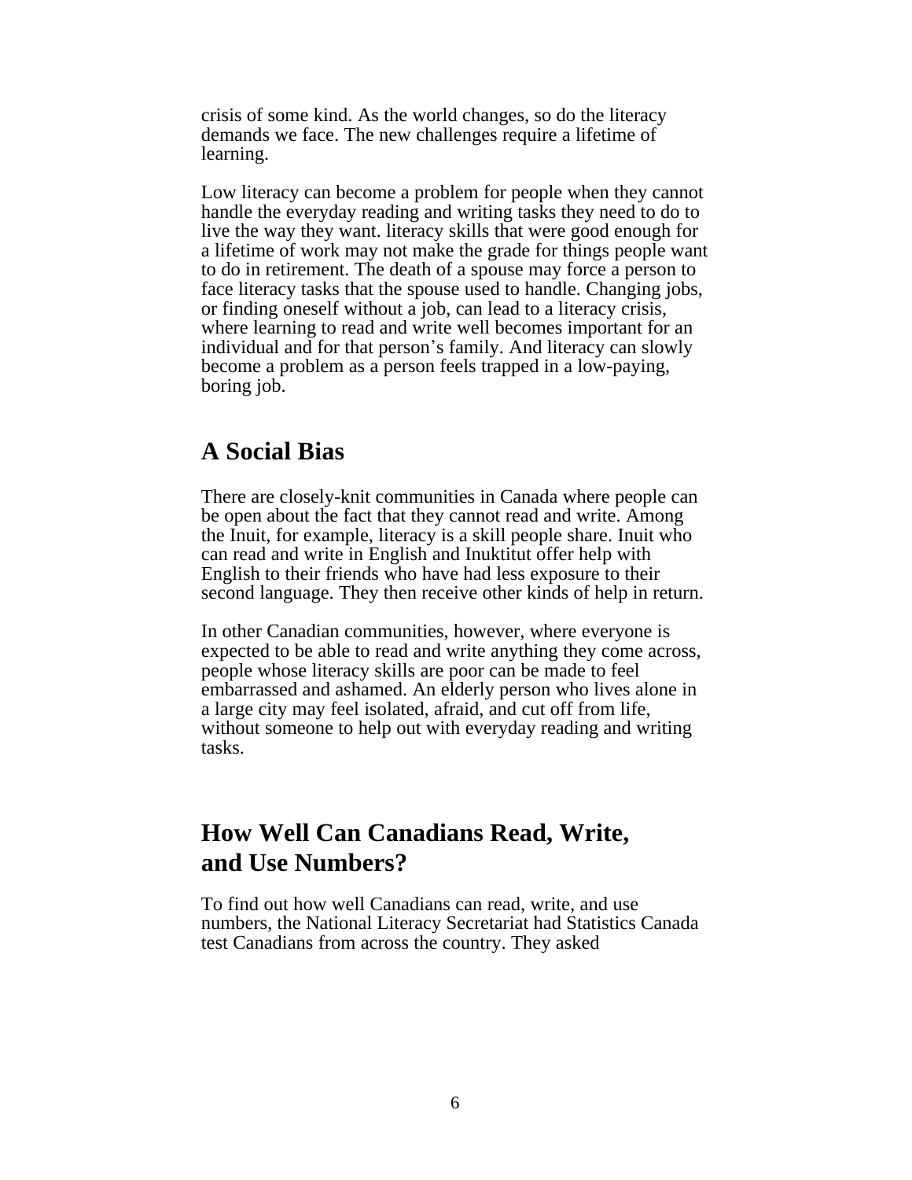crisis of some kind. As the world changes, so do the literacy demands we face. The new challenges require a lifetime of learning.

Low literacy can become a problem for people when they cannot handle the everyday reading and writing tasks they need to do to live the way they want. literacy skills that were good enough for a lifetime of work may not make the grade for things people want to do in retirement. The death of a spouse may force a person to face literacy tasks that the spouse used to handle. Changing jobs, or finding oneself without a job, can lead to a literacy crisis, where learning to read and write well becomes important for an individual and for that person's family. And literacy can slowly become a problem as a person feels trapped in a low-paying, boring job.

## A Social Bias

There are closely-knit communities in Canada where people can be open about the fact that they cannot read and write. Among the Inuit, for example, literacy is a skill people share. Inuit who can read and write in English and Inuktitut offer help with English to their friends who have had less exposure to their second language. They then receive other kinds of help in return.

In other Canadian communities, however, where everyone is expected to be able to read and write anything they come across, people whose literacy skills are poor can be made to feel embarrassed and ashamed. An elderly person who lives alone in a large city may feel isolated, afraid, and cut off from life, without someone to help out with everyday reading and writing tasks.

## How Well Can Canadians Read, Write, and Use Numbers?

To find out how well Canadians can read, write, and use numbers, the National Literacy Secretariat had Statistics Canada test Canadians from across the country. They asked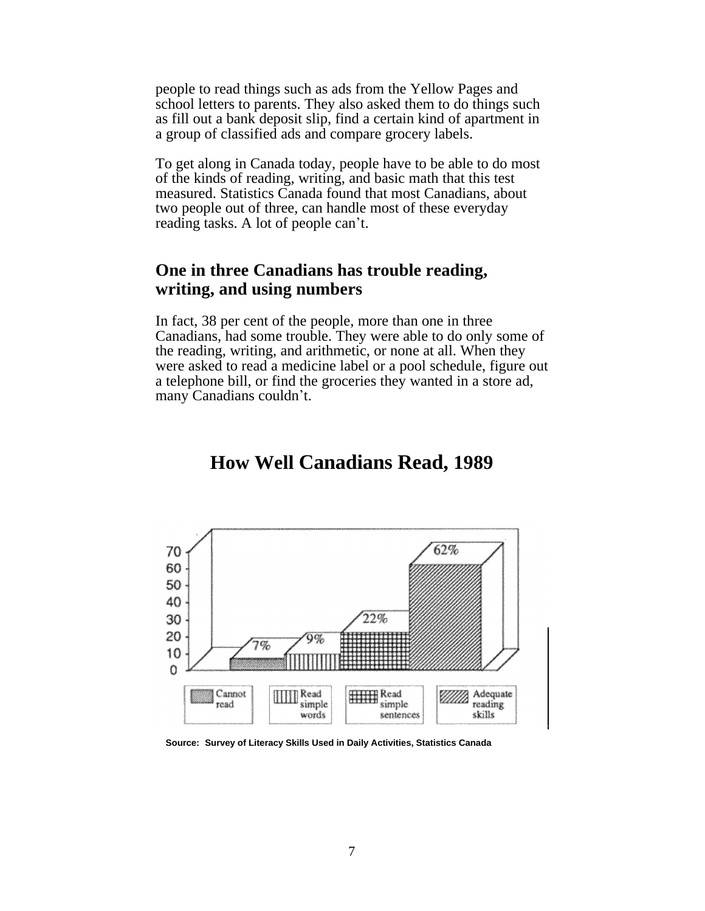people to read things such as ads from the Yellow Pages and school letters to parents. They also asked them to do things such as fill out a bank deposit slip, find a certain kind of apartment in a group of classified ads and compare grocery labels.

To get along in Canada today, people have to be able to do most of the kinds of reading, writing, and basic math that this test measured. Statistics Canada found that most Canadians, about two people out of three, can handle most of these everyday reading tasks. A lot of people can't.

## One in three Canadians has trouble reading, writing, and using numbers

In fact, 38 per cent of the people, more than one in three Canadians, had some trouble. They were able to do only some of the reading, writing, and arithmetic, or none at all. When they were asked to read a medicine label or a pool schedule, figure out a telephone bill, or find the groceries they wanted in a store ad, many Canadians couldn't.

## How Well Canadians Read, 1989

| Category | Percent |
|---|---|
| Cannot read | 7% |
| Read simple words | 9% |
| Read simple sentences | 22% |
| Adequate reading skills | 62% |

**Source: Survey of Literacy Skills Used in Daily Activities, Statistics Canada**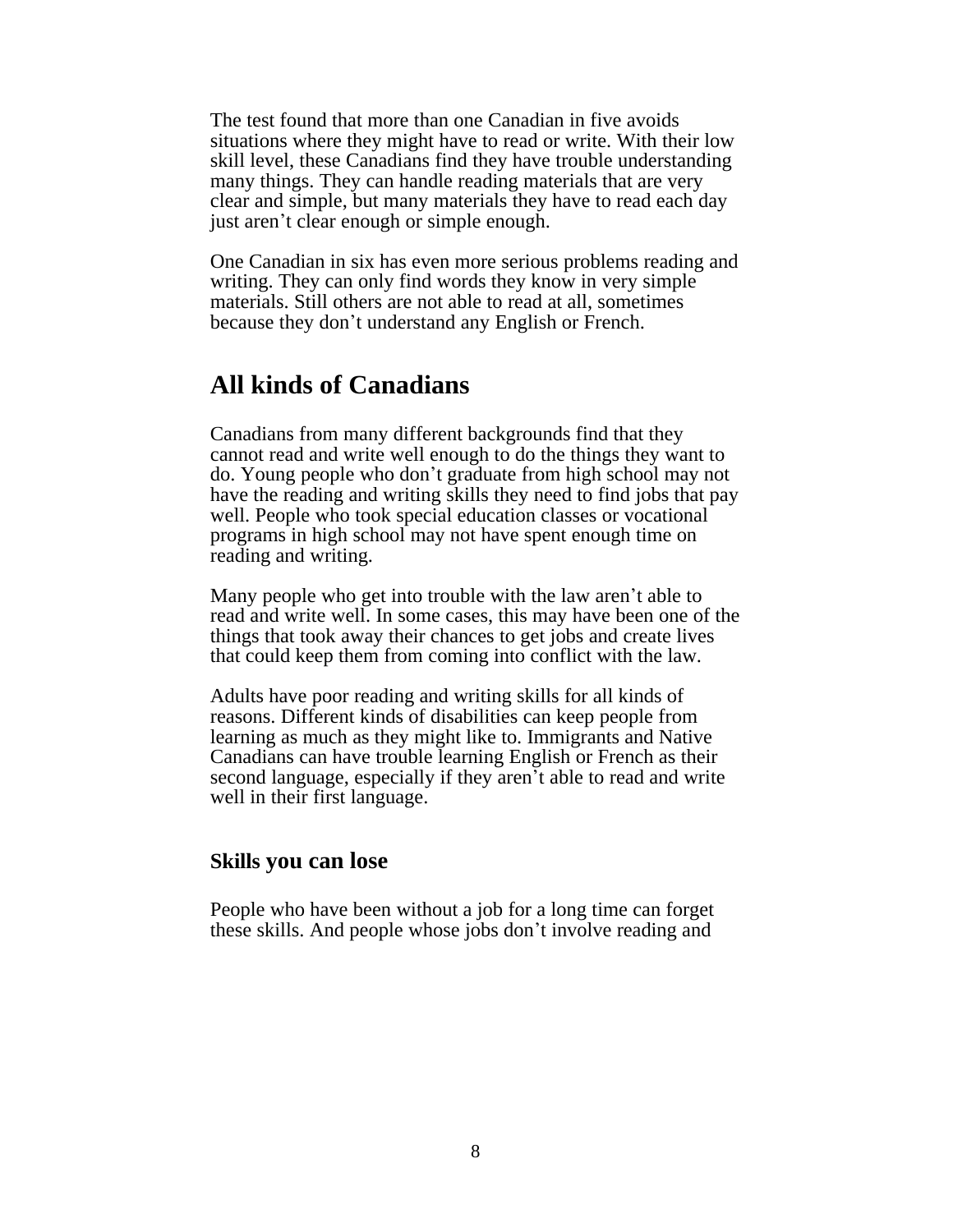The test found that more than one Canadian in five avoids situations where they might have to read or write. With their low skill level, these Canadians find they have trouble understanding many things. They can handle reading materials that are very clear and simple, but many materials they have to read each day just aren't clear enough or simple enough.

One Canadian in six has even more serious problems reading and writing. They can only find words they know in very simple materials. Still others are not able to read at all, sometimes because they don't understand any English or French.

## All kinds of Canadians

Canadians from many different backgrounds find that they cannot read and write well enough to do the things they want to do. Young people who don't graduate from high school may not have the reading and writing skills they need to find jobs that pay well. People who took special education classes or vocational programs in high school may not have spent enough time on reading and writing.

Many people who get into trouble with the law aren't able to read and write well. In some cases, this may have been one of the things that took away their chances to get jobs and create lives that could keep them from coming into conflict with the law.

Adults have poor reading and writing skills for all kinds of reasons. Different kinds of disabilities can keep people from learning as much as they might like to. Immigrants and Native Canadians can have trouble learning English or French as their second language, especially if they aren't able to read and write well in their first language.

### Skills you can lose

People who have been without a job for a long time can forget these skills. And people whose jobs don't involve reading and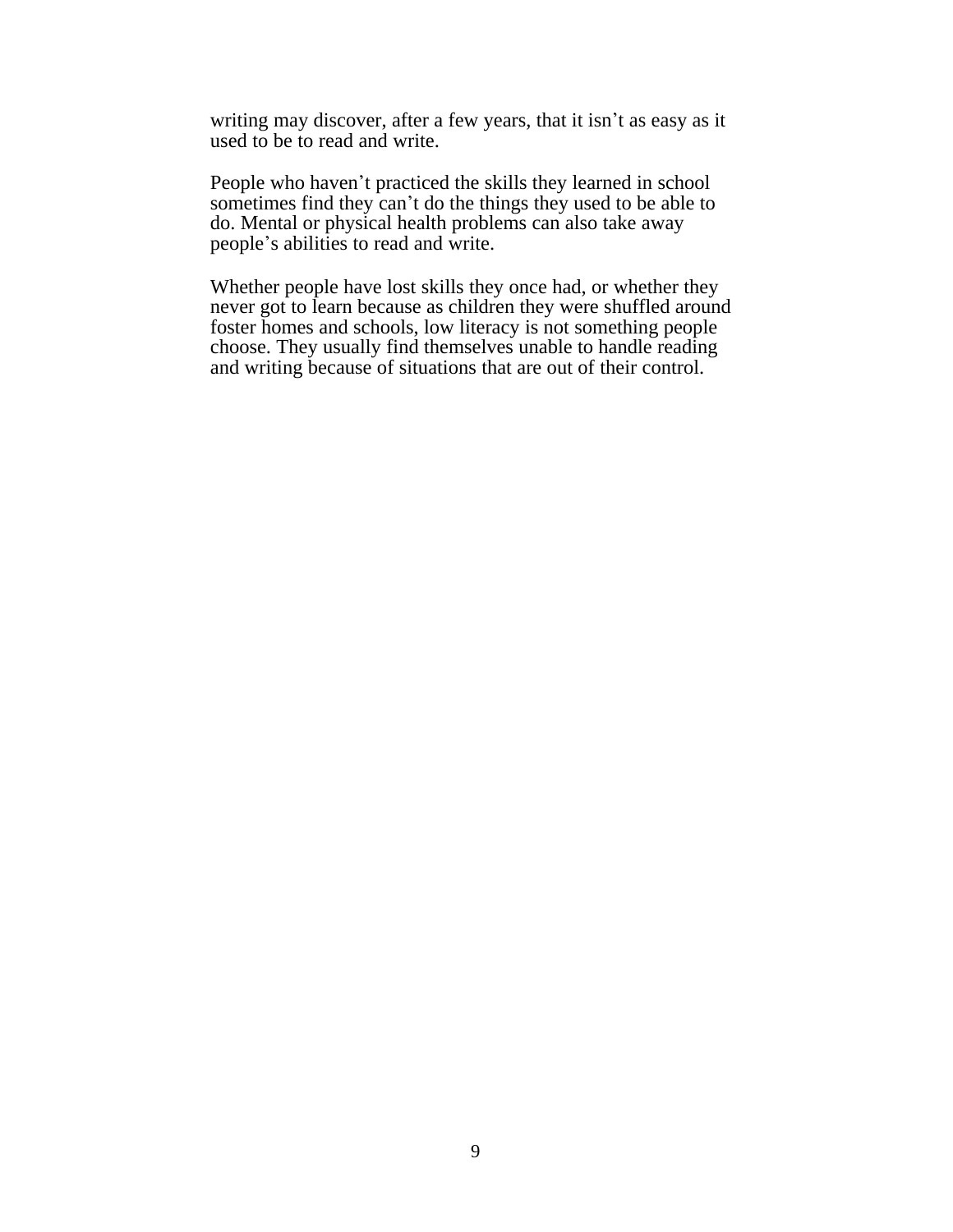writing may discover, after a few years, that it isn’t as easy as it used to be to read and write.

People who haven’t practiced the skills they learned in school sometimes find they can’t do the things they used to be able to do. Mental or physical health problems can also take away people’s abilities to read and write.

Whether people have lost skills they once had, or whether they never got to learn because as children they were shuffled around foster homes and schools, low literacy is not something people choose. They usually find themselves unable to handle reading and writing because of situations that are out of their control.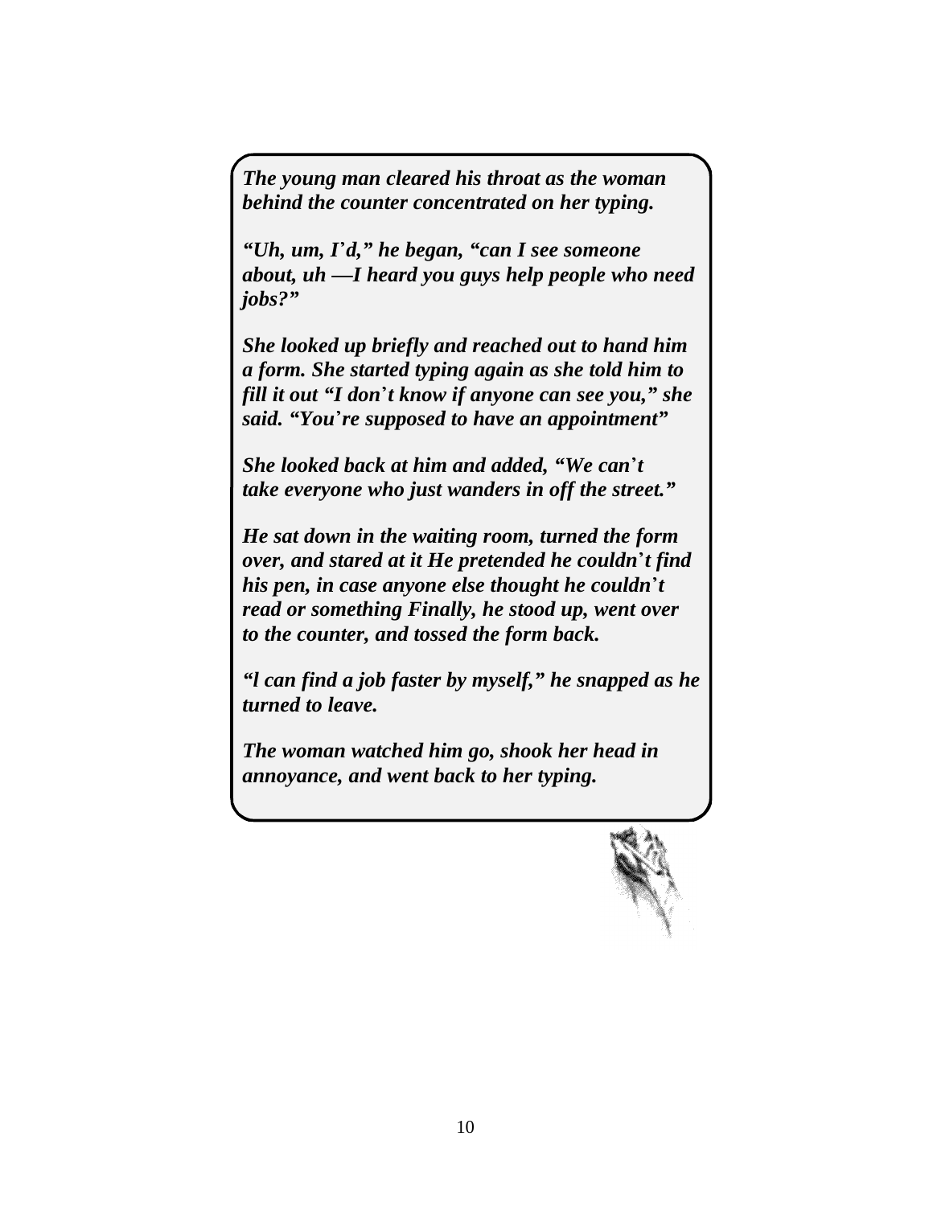***The young man cleared his throat as the woman behind the counter concentrated on her typing.***

***"Uh, um, I'd," he began, "can I see someone about, uh —I heard you guys help people who need jobs?"***

***She looked up briefly and reached out to hand him a form. She started typing again as she told him to fill it out "I don't know if anyone can see you," she said. "You're supposed to have an appointment"***

***She looked back at him and added, "We can't take everyone who just wanders in off the street."***

***He sat down in the waiting room, turned the form over, and stared at it He pretended he couldn't find his pen, in case anyone else thought he couldn't read or something Finally, he stood up, went over to the counter, and tossed the form back.***

***"I can find a job faster by myself," he snapped as he turned to leave.***

***The woman watched him go, shook her head in annoyance, and went back to her typing.***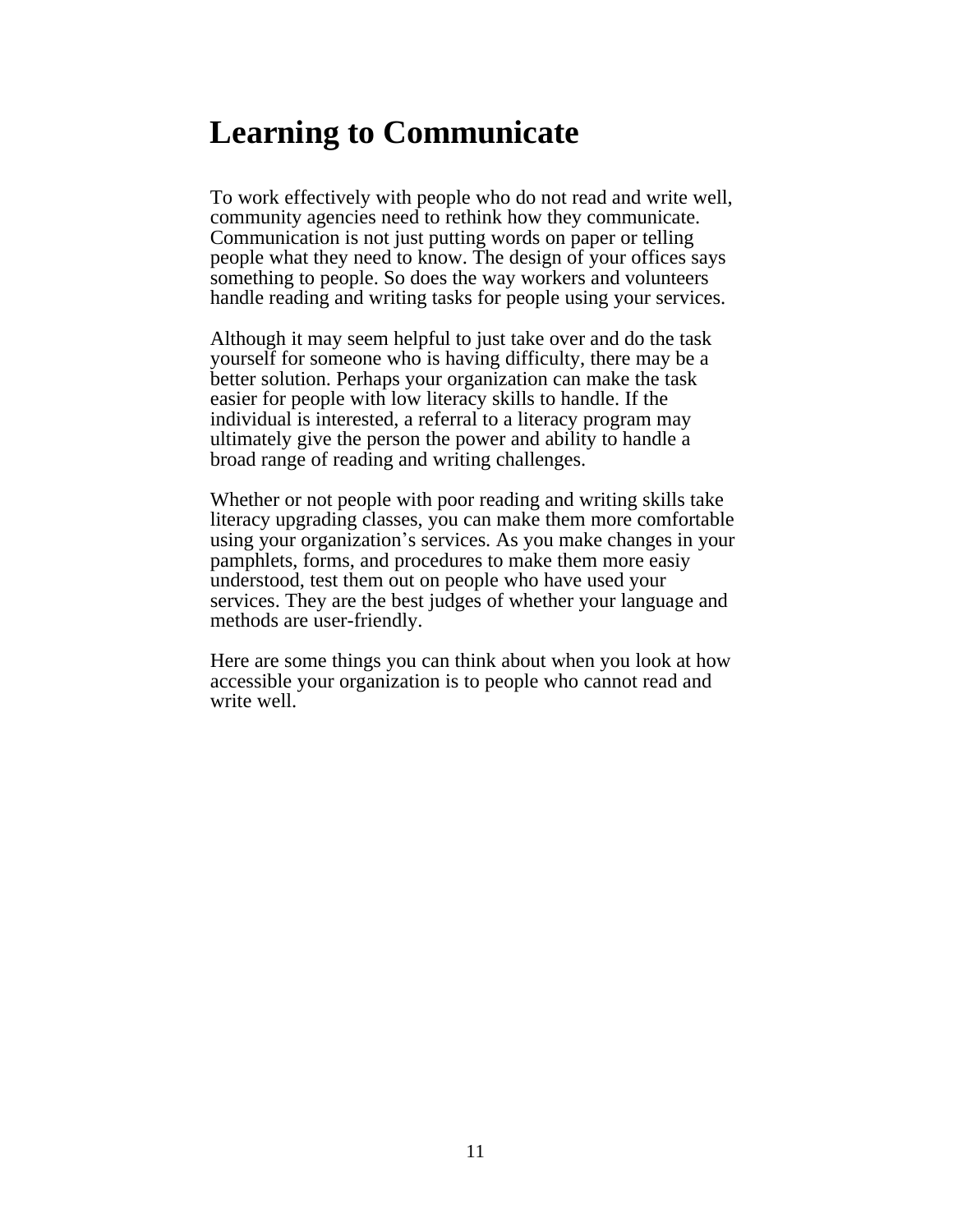# Learning to Communicate

To work effectively with people who do not read and write well, community agencies need to rethink how they communicate. Communication is not just putting words on paper or telling people what they need to know. The design of your offices says something to people. So does the way workers and volunteers handle reading and writing tasks for people using your services.

Although it may seem helpful to just take over and do the task yourself for someone who is having difficulty, there may be a better solution. Perhaps your organization can make the task easier for people with low literacy skills to handle. If the individual is interested, a referral to a literacy program may ultimately give the person the power and ability to handle a broad range of reading and writing challenges.

Whether or not people with poor reading and writing skills take literacy upgrading classes, you can make them more comfortable using your organization's services. As you make changes in your pamphlets, forms, and procedures to make them more easiy understood, test them out on people who have used your services. They are the best judges of whether your language and methods are user-friendly.

Here are some things you can think about when you look at how accessible your organization is to people who cannot read and write well.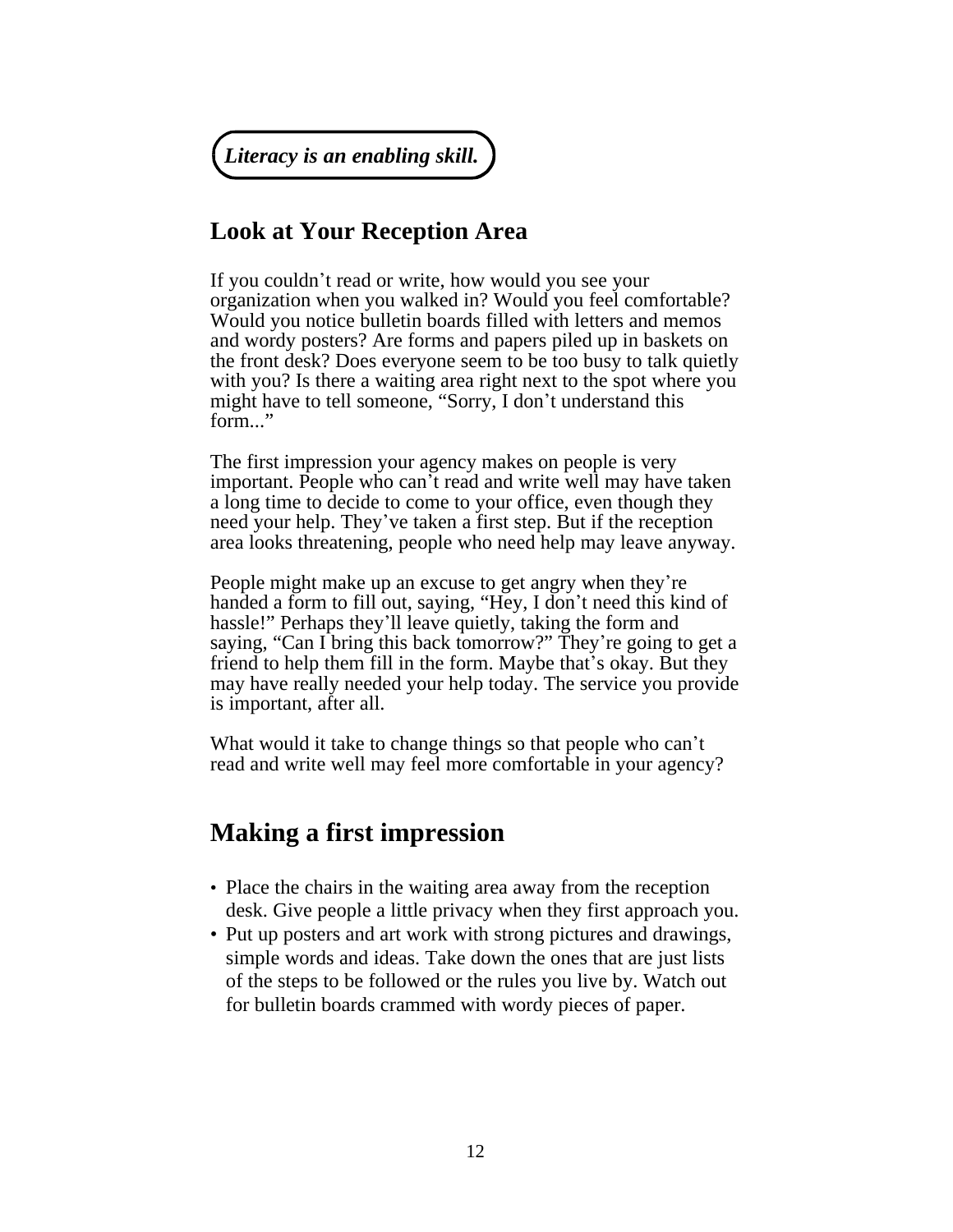***Literacy is an enabling skill.***

## Look at Your Reception Area

If you couldn't read or write, how would you see your organization when you walked in? Would you feel comfortable? Would you notice bulletin boards filled with letters and memos and wordy posters? Are forms and papers piled up in baskets on the front desk? Does everyone seem to be too busy to talk quietly with you? Is there a waiting area right next to the spot where you might have to tell someone, "Sorry, I don't understand this form..."

The first impression your agency makes on people is very important. People who can't read and write well may have taken a long time to decide to come to your office, even though they need your help. They've taken a first step. But if the reception area looks threatening, people who need help may leave anyway.

People might make up an excuse to get angry when they're handed a form to fill out, saying, "Hey, I don't need this kind of hassle!" Perhaps they'll leave quietly, taking the form and saying, "Can I bring this back tomorrow?" They're going to get a friend to help them fill in the form. Maybe that's okay. But they may have really needed your help today. The service you provide is important, after all.

What would it take to change things so that people who can't read and write well may feel more comfortable in your agency?

## Making a first impression

- Place the chairs in the waiting area away from the reception desk. Give people a little privacy when they first approach you.
- Put up posters and art work with strong pictures and drawings, simple words and ideas. Take down the ones that are just lists of the steps to be followed or the rules you live by. Watch out for bulletin boards crammed with wordy pieces of paper.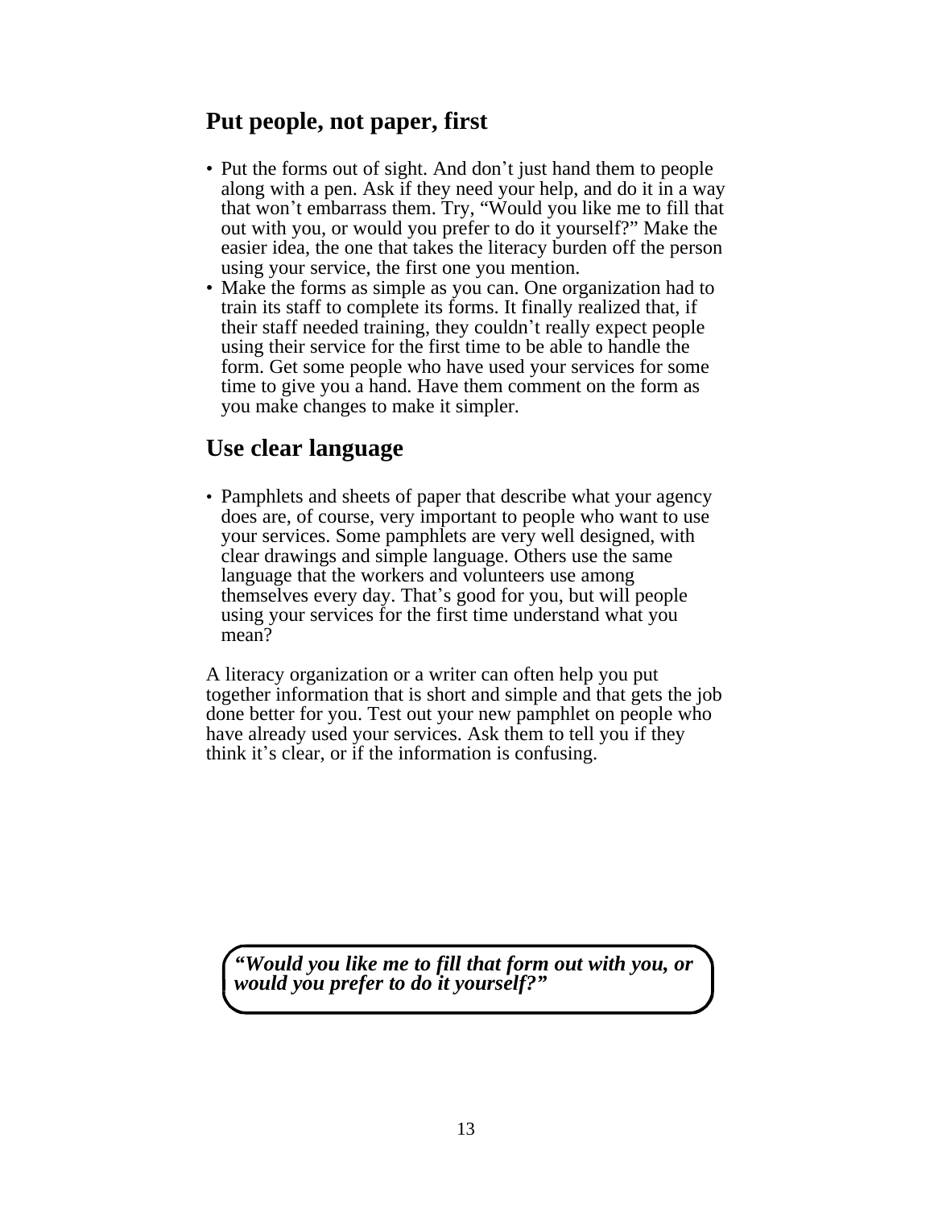## Put people, not paper, first

- Put the forms out of sight. And don't just hand them to people along with a pen. Ask if they need your help, and do it in a way that won't embarrass them. Try, "Would you like me to fill that out with you, or would you prefer to do it yourself?" Make the easier idea, the one that takes the literacy burden off the person using your service, the first one you mention.
- Make the forms as simple as you can. One organization had to train its staff to complete its forms. It finally realized that, if their staff needed training, they couldn't really expect people using their service for the first time to be able to handle the form. Get some people who have used your services for some time to give you a hand. Have them comment on the form as you make changes to make it simpler.

## Use clear language

- Pamphlets and sheets of paper that describe what your agency does are, of course, very important to people who want to use your services. Some pamphlets are very well designed, with clear drawings and simple language. Others use the same language that the workers and volunteers use among themselves every day. That's good for you, but will people using your services for the first time understand what you mean?

A literacy organization or a writer can often help you put together information that is short and simple and that gets the job done better for you. Test out your new pamphlet on people who have already used your services. Ask them to tell you if they think it's clear, or if the information is confusing.

***"Would you like me to fill that form out with you, or would you prefer to do it yourself?"***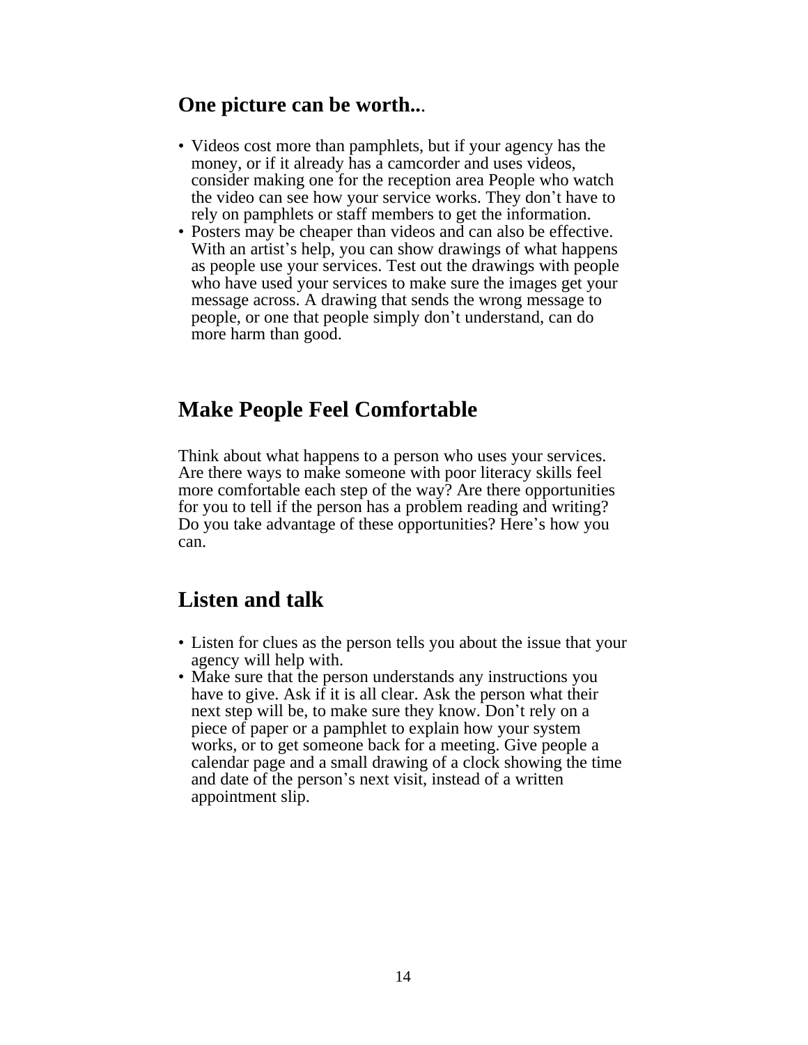## One picture can be worth...

- Videos cost more than pamphlets, but if your agency has the money, or if it already has a camcorder and uses videos, consider making one for the reception area People who watch the video can see how your service works. They don't have to rely on pamphlets or staff members to get the information.
- Posters may be cheaper than videos and can also be effective. With an artist's help, you can show drawings of what happens as people use your services. Test out the drawings with people who have used your services to make sure the images get your message across. A drawing that sends the wrong message to people, or one that people simply don't understand, can do more harm than good.

# Make People Feel Comfortable

Think about what happens to a person who uses your services. Are there ways to make someone with poor literacy skills feel more comfortable each step of the way? Are there opportunities for you to tell if the person has a problem reading and writing? Do you take advantage of these opportunities? Here's how you can.

## Listen and talk

- Listen for clues as the person tells you about the issue that your agency will help with.
- Make sure that the person understands any instructions you have to give. Ask if it is all clear. Ask the person what their next step will be, to make sure they know. Don't rely on a piece of paper or a pamphlet to explain how your system works, or to get someone back for a meeting. Give people a calendar page and a small drawing of a clock showing the time and date of the person's next visit, instead of a written appointment slip.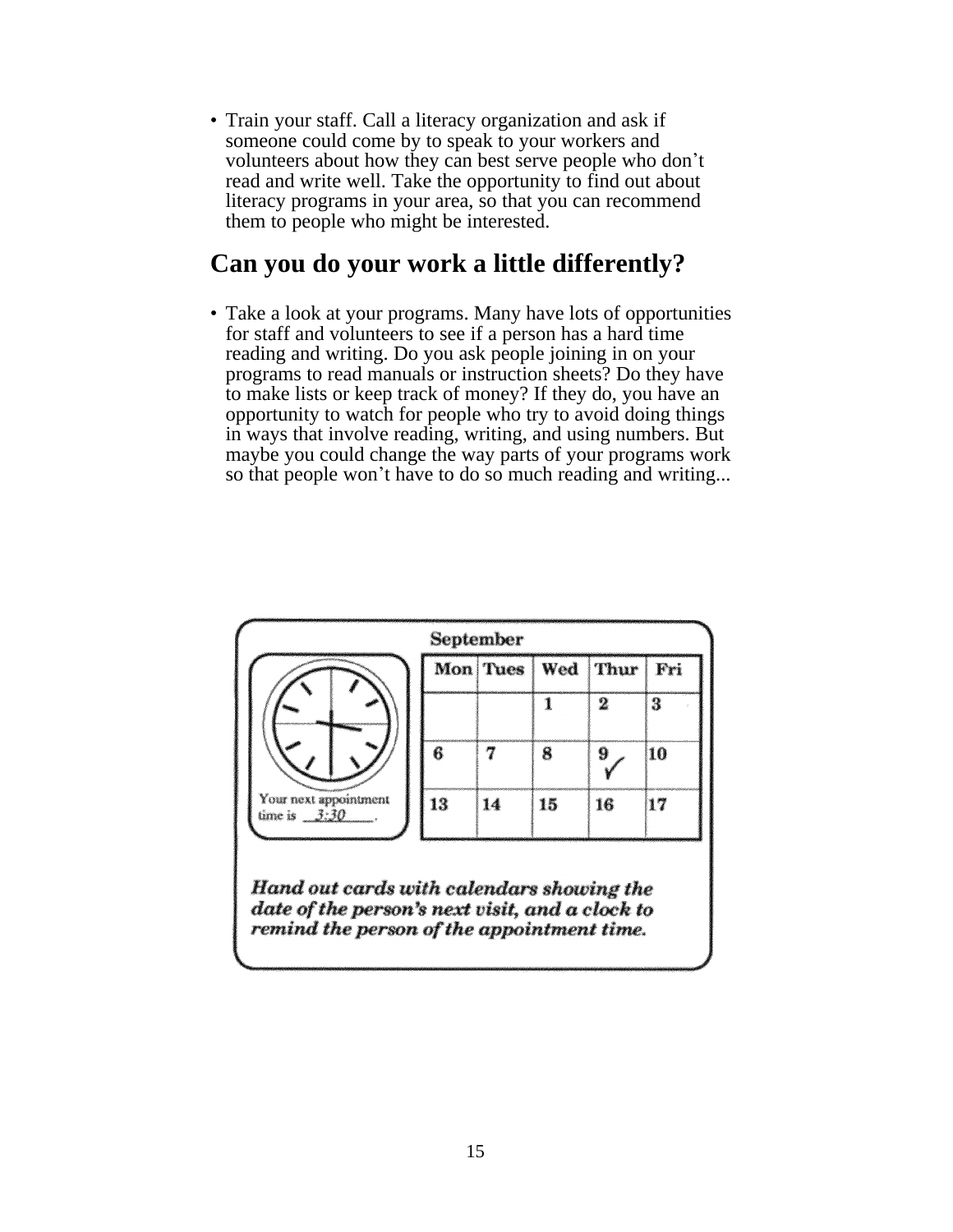- Train your staff. Call a literacy organization and ask if someone could come by to speak to your workers and volunteers about how they can best serve people who don't read and write well. Take the opportunity to find out about literacy programs in your area, so that you can recommend them to people who might be interested.

## Can you do your work a little differently?

- Take a look at your programs. Many have lots of opportunities for staff and volunteers to see if a person has a hard time reading and writing. Do you ask people joining in on your programs to read manuals or instruction sheets? Do they have to make lists or keep track of money? If they do, you have an opportunity to watch for people who try to avoid doing things in ways that involve reading, writing, and using numbers. But maybe you could change the way parts of your programs work so that people won't have to do so much reading and writing...

Your next appointment time is 3:30.

September

| Mon | Tues | Wed | Thur | Fri |
|---|---|---|---|---|
| | | 1 | 2 | 3 |
| 6 | 7 | 8 | 9 ✓ | 10 |
| 13 | 14 | 15 | 16 | 17 |

***Hand out cards with calendars showing the date of the person's next visit, and a clock to remind the person of the appointment time.***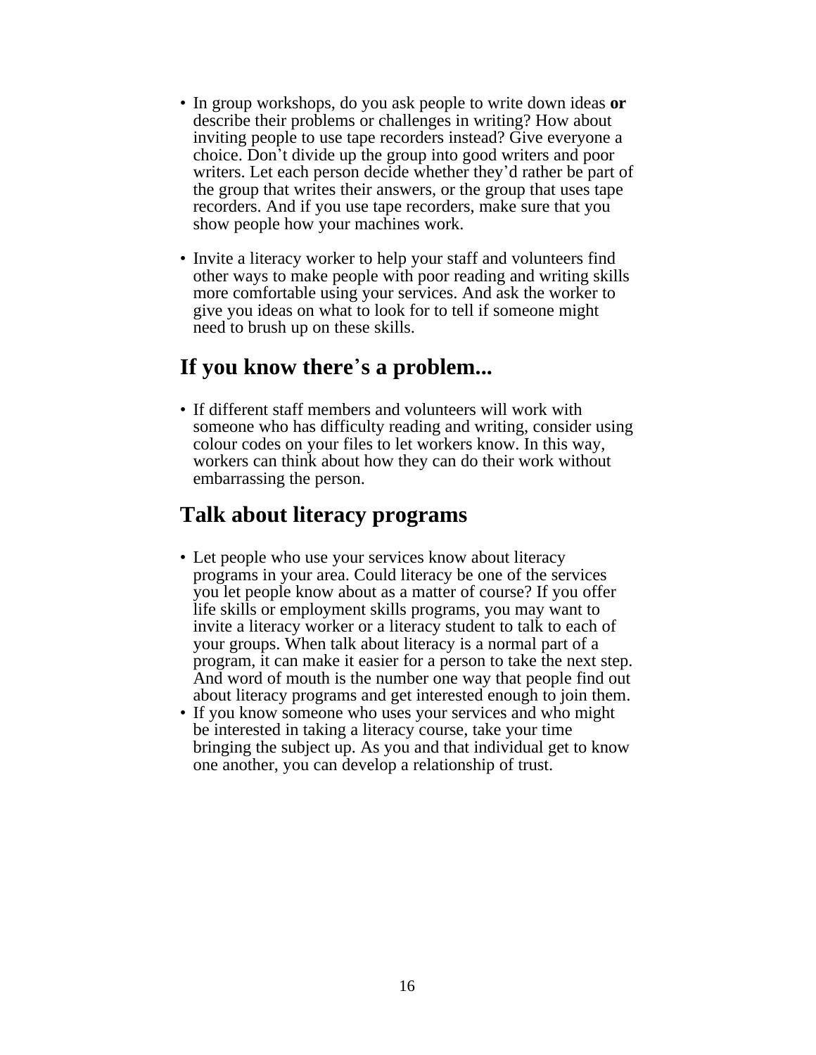- In group workshops, do you ask people to write down ideas **or** describe their problems or challenges in writing? How about inviting people to use tape recorders instead? Give everyone a choice. Don't divide up the group into good writers and poor writers. Let each person decide whether they'd rather be part of the group that writes their answers, or the group that uses tape recorders. And if you use tape recorders, make sure that you show people how your machines work.

- Invite a literacy worker to help your staff and volunteers find other ways to make people with poor reading and writing skills more comfortable using your services. And ask the worker to give you ideas on what to look for to tell if someone might need to brush up on these skills.

## If you know there's a problem...

- If different staff members and volunteers will work with someone who has difficulty reading and writing, consider using colour codes on your files to let workers know. In this way, workers can think about how they can do their work without embarrassing the person.

## Talk about literacy programs

- Let people who use your services know about literacy programs in your area. Could literacy be one of the services you let people know about as a matter of course? If you offer life skills or employment skills programs, you may want to invite a literacy worker or a literacy student to talk to each of your groups. When talk about literacy is a normal part of a program, it can make it easier for a person to take the next step. And word of mouth is the number one way that people find out about literacy programs and get interested enough to join them.
- If you know someone who uses your services and who might be interested in taking a literacy course, take your time bringing the subject up. As you and that individual get to know one another, you can develop a relationship of trust.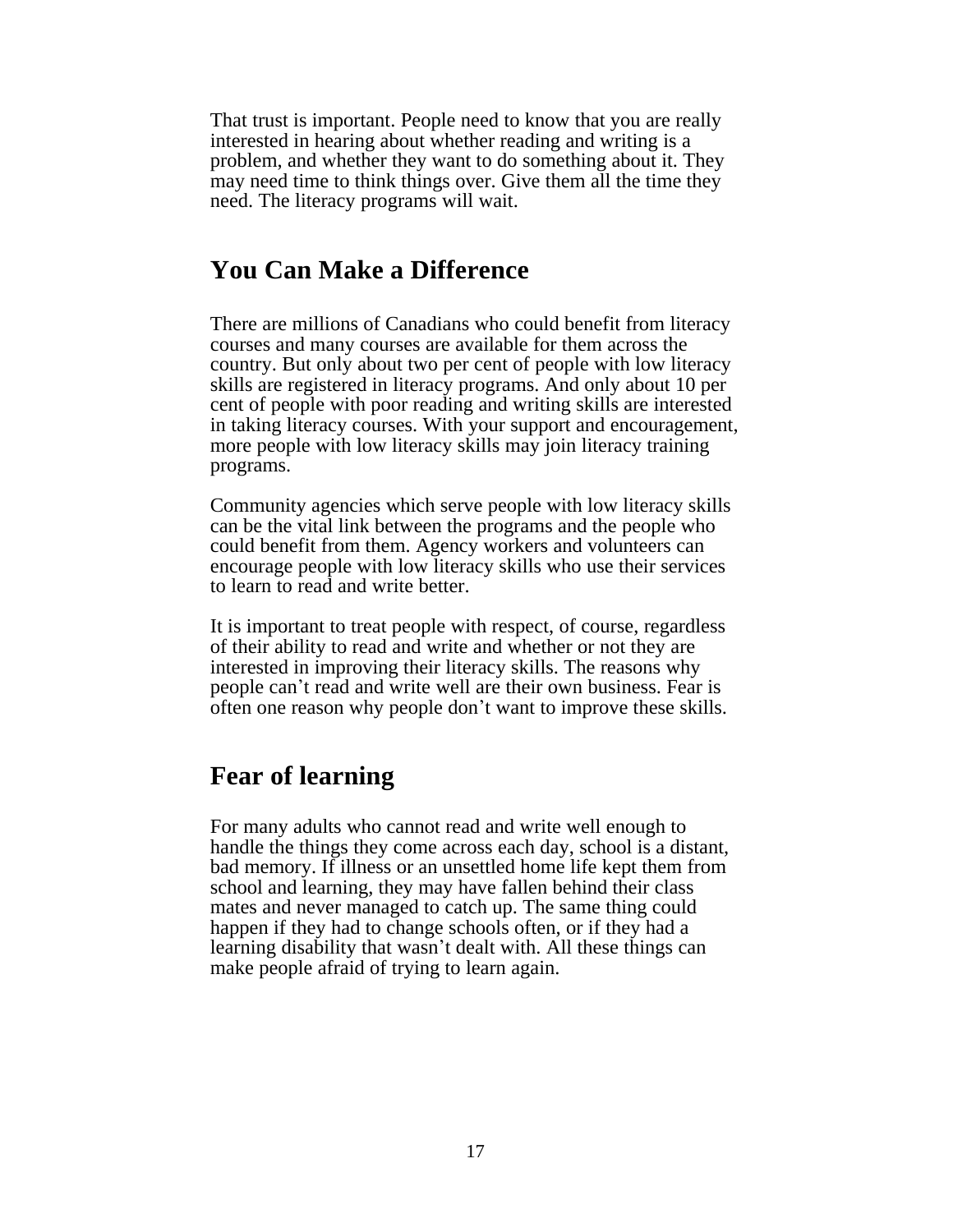That trust is important. People need to know that you are really interested in hearing about whether reading and writing is a problem, and whether they want to do something about it. They may need time to think things over. Give them all the time they need. The literacy programs will wait.

## You Can Make a Difference

There are millions of Canadians who could benefit from literacy courses and many courses are available for them across the country. But only about two per cent of people with low literacy skills are registered in literacy programs. And only about 10 per cent of people with poor reading and writing skills are interested in taking literacy courses. With your support and encouragement, more people with low literacy skills may join literacy training programs.

Community agencies which serve people with low literacy skills can be the vital link between the programs and the people who could benefit from them. Agency workers and volunteers can encourage people with low literacy skills who use their services to learn to read and write better.

It is important to treat people with respect, of course, regardless of their ability to read and write and whether or not they are interested in improving their literacy skills. The reasons why people can't read and write well are their own business. Fear is often one reason why people don't want to improve these skills.

## Fear of learning

For many adults who cannot read and write well enough to handle the things they come across each day, school is a distant, bad memory. If illness or an unsettled home life kept them from school and learning, they may have fallen behind their class mates and never managed to catch up. The same thing could happen if they had to change schools often, or if they had a learning disability that wasn't dealt with. All these things can make people afraid of trying to learn again.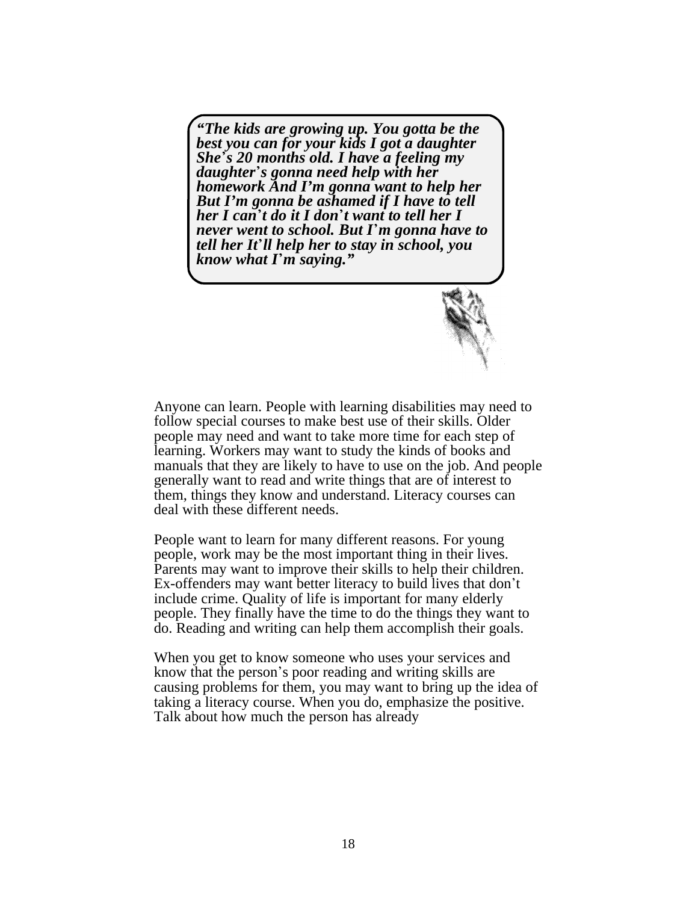***"The kids are growing up. You gotta be the best you can for your kids I got a daughter She's 20 months old. I have a feeling my daughter's gonna need help with her homework And I'm gonna want to help her But I'm gonna be ashamed if I have to tell her I can't do it I don't want to tell her I never went to school. But I'm gonna have to tell her It'll help her to stay in school, you know what I'm saying."***

Anyone can learn. People with learning disabilities may need to follow special courses to make best use of their skills. Older people may need and want to take more time for each step of learning. Workers may want to study the kinds of books and manuals that they are likely to have to use on the job. And people generally want to read and write things that are of interest to them, things they know and understand. Literacy courses can deal with these different needs.

People want to learn for many different reasons. For young people, work may be the most important thing in their lives. Parents may want to improve their skills to help their children. Ex-offenders may want better literacy to build lives that don't include crime. Quality of life is important for many elderly people. They finally have the time to do the things they want to do. Reading and writing can help them accomplish their goals.

When you get to know someone who uses your services and know that the person's poor reading and writing skills are causing problems for them, you may want to bring up the idea of taking a literacy course. When you do, emphasize the positive. Talk about how much the person has already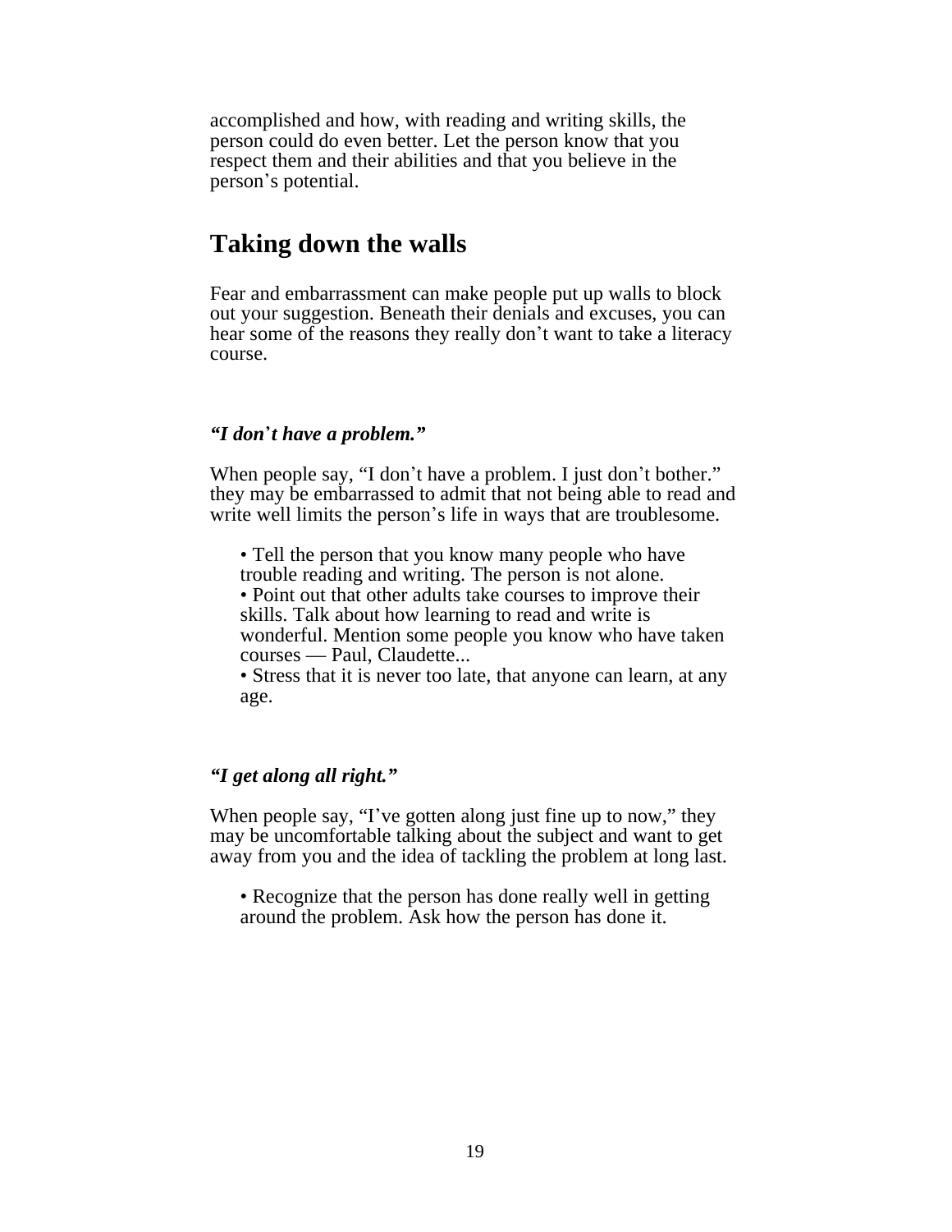accomplished and how, with reading and writing skills, the person could do even better. Let the person know that you respect them and their abilities and that you believe in the person's potential.

## Taking down the walls

Fear and embarrassment can make people put up walls to block out your suggestion. Beneath their denials and excuses, you can hear some of the reasons they really don't want to take a literacy course.

### *"I don't have a problem."*

When people say, "I don't have a problem. I just don't bother." they may be embarrassed to admit that not being able to read and write well limits the person's life in ways that are troublesome.

- Tell the person that you know many people who have trouble reading and writing. The person is not alone.
- Point out that other adults take courses to improve their skills. Talk about how learning to read and write is wonderful. Mention some people you know who have taken courses — Paul, Claudette...
- Stress that it is never too late, that anyone can learn, at any age.

### *"I get along all right."*

When people say, "I've gotten along just fine up to now," they may be uncomfortable talking about the subject and want to get away from you and the idea of tackling the problem at long last.

- Recognize that the person has done really well in getting around the problem. Ask how the person has done it.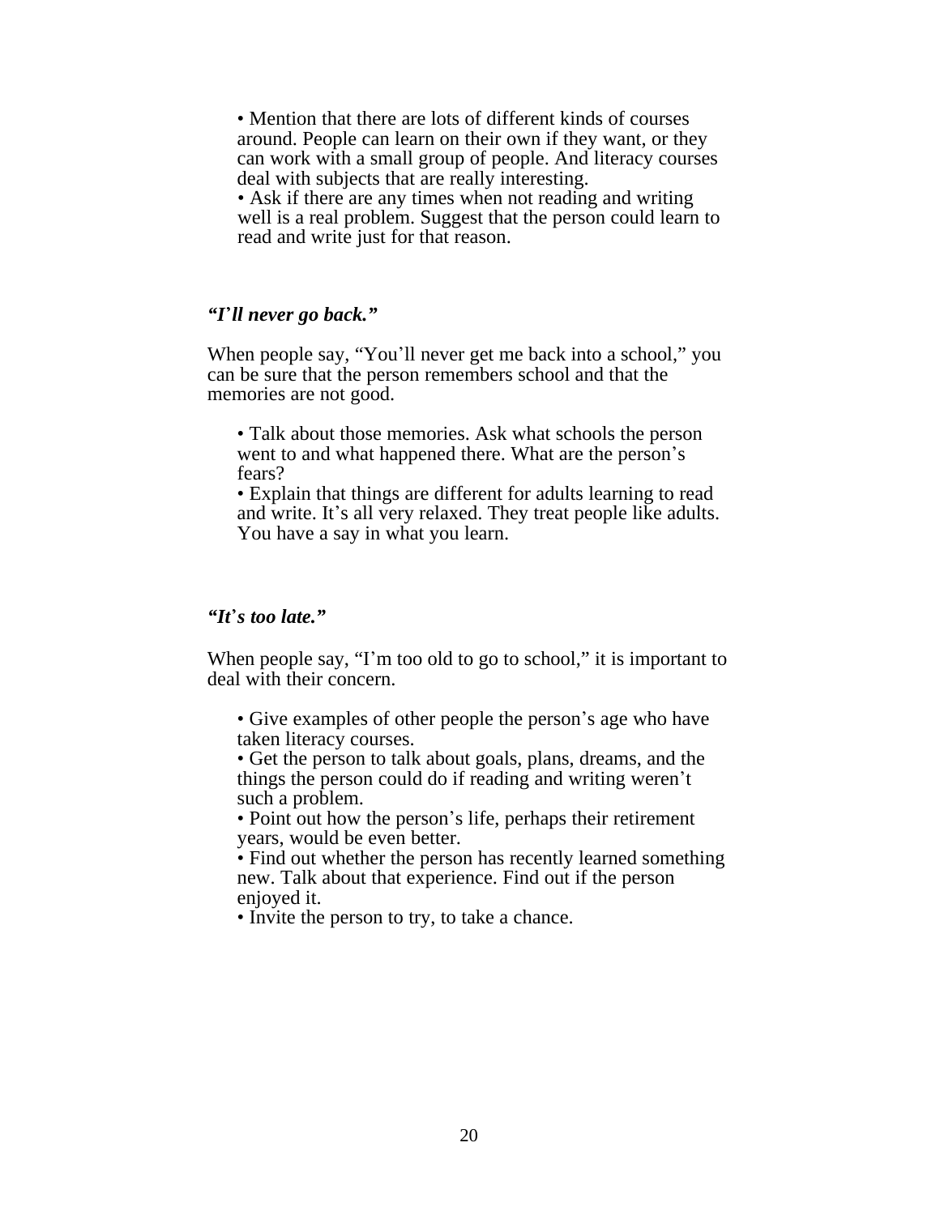- Mention that there are lots of different kinds of courses around. People can learn on their own if they want, or they can work with a small group of people. And literacy courses deal with subjects that are really interesting.
- Ask if there are any times when not reading and writing well is a real problem. Suggest that the person could learn to read and write just for that reason.

### *"I'll never go back."*

When people say, "You'll never get me back into a school," you can be sure that the person remembers school and that the memories are not good.

- Talk about those memories. Ask what schools the person went to and what happened there. What are the person's fears?
- Explain that things are different for adults learning to read and write. It's all very relaxed. They treat people like adults. You have a say in what you learn.

### *"It's too late."*

When people say, "I'm too old to go to school," it is important to deal with their concern.

- Give examples of other people the person's age who have taken literacy courses.
- Get the person to talk about goals, plans, dreams, and the things the person could do if reading and writing weren't such a problem.
- Point out how the person's life, perhaps their retirement years, would be even better.
- Find out whether the person has recently learned something new. Talk about that experience. Find out if the person enjoyed it.
- Invite the person to try, to take a chance.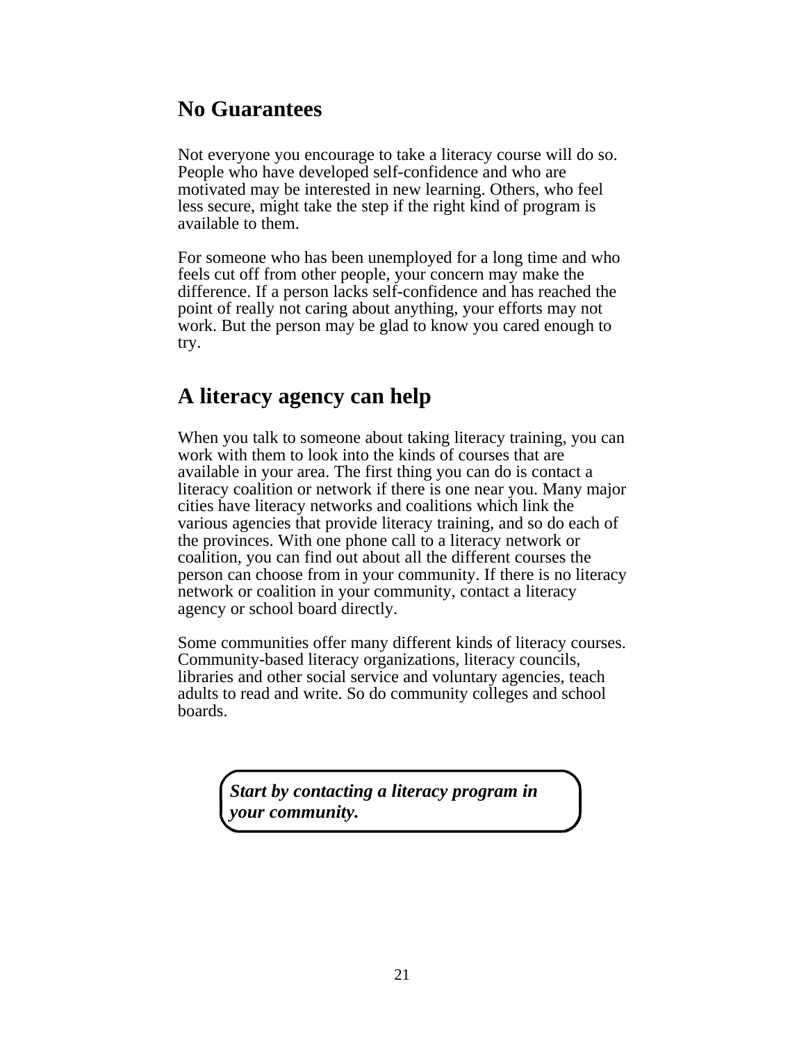## No Guarantees

Not everyone you encourage to take a literacy course will do so. People who have developed self-confidence and who are motivated may be interested in new learning. Others, who feel less secure, might take the step if the right kind of program is available to them.

For someone who has been unemployed for a long time and who feels cut off from other people, your concern may make the difference. If a person lacks self-confidence and has reached the point of really not caring about anything, your efforts may not work. But the person may be glad to know you cared enough to try.

## A literacy agency can help

When you talk to someone about taking literacy training, you can work with them to look into the kinds of courses that are available in your area. The first thing you can do is contact a literacy coalition or network if there is one near you. Many major cities have literacy networks and coalitions which link the various agencies that provide literacy training, and so do each of the provinces. With one phone call to a literacy network or coalition, you can find out about all the different courses the person can choose from in your community. If there is no literacy network or coalition in your community, contact a literacy agency or school board directly.

Some communities offer many different kinds of literacy courses. Community-based literacy organizations, literacy councils, libraries and other social service and voluntary agencies, teach adults to read and write. So do community colleges and school boards.

> ***Start by contacting a literacy program in your community.***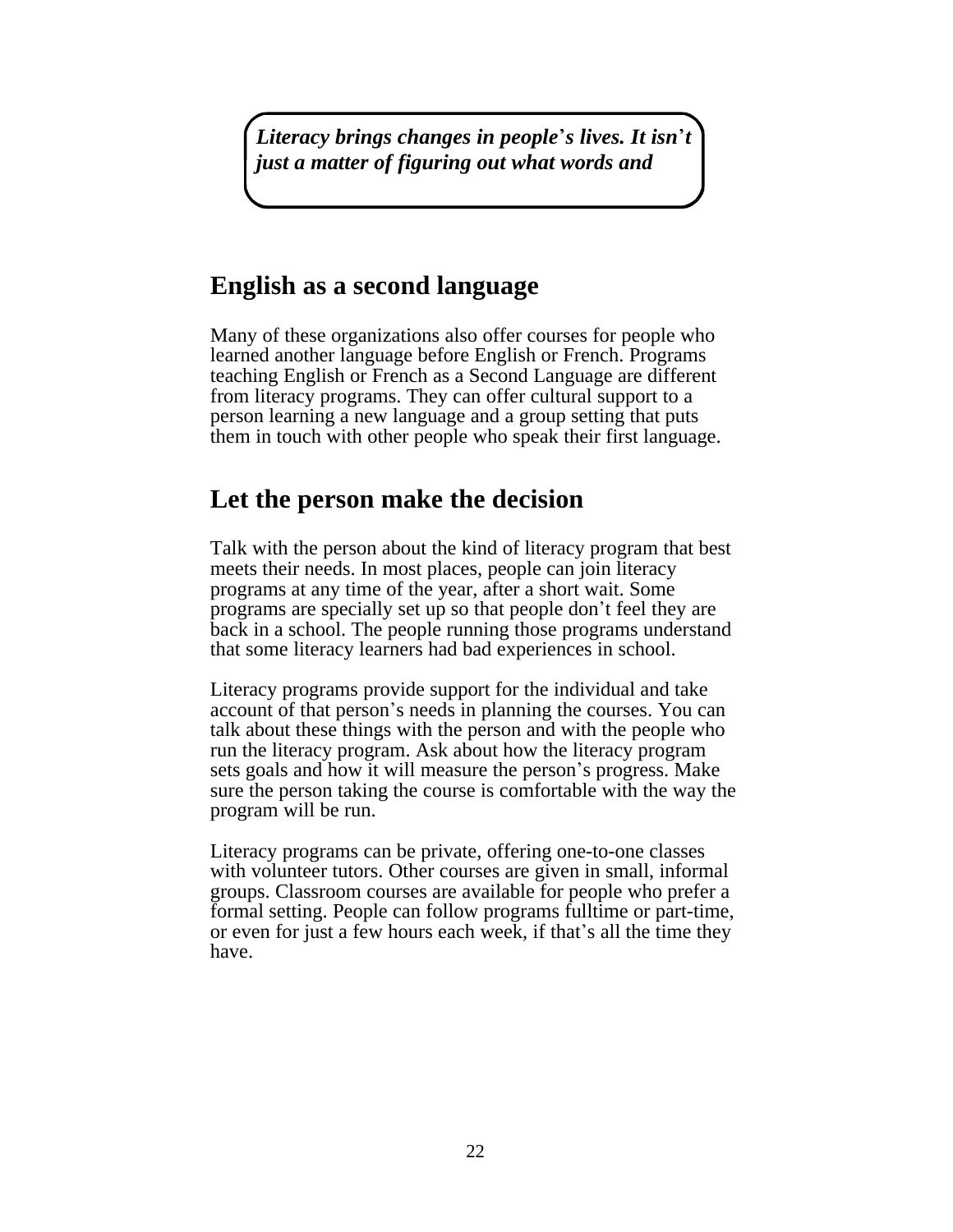***Literacy brings changes in people's lives. It isn't just a matter of figuring out what words and***

## English as a second language

Many of these organizations also offer courses for people who learned another language before English or French. Programs teaching English or French as a Second Language are different from literacy programs. They can offer cultural support to a person learning a new language and a group setting that puts them in touch with other people who speak their first language.

## Let the person make the decision

Talk with the person about the kind of literacy program that best meets their needs. In most places, people can join literacy programs at any time of the year, after a short wait. Some programs are specially set up so that people don't feel they are back in a school. The people running those programs understand that some literacy learners had bad experiences in school.

Literacy programs provide support for the individual and take account of that person's needs in planning the courses. You can talk about these things with the person and with the people who run the literacy program. Ask about how the literacy program sets goals and how it will measure the person's progress. Make sure the person taking the course is comfortable with the way the program will be run.

Literacy programs can be private, offering one-to-one classes with volunteer tutors. Other courses are given in small, informal groups. Classroom courses are available for people who prefer a formal setting. People can follow programs fulltime or part-time, or even for just a few hours each week, if that's all the time they have.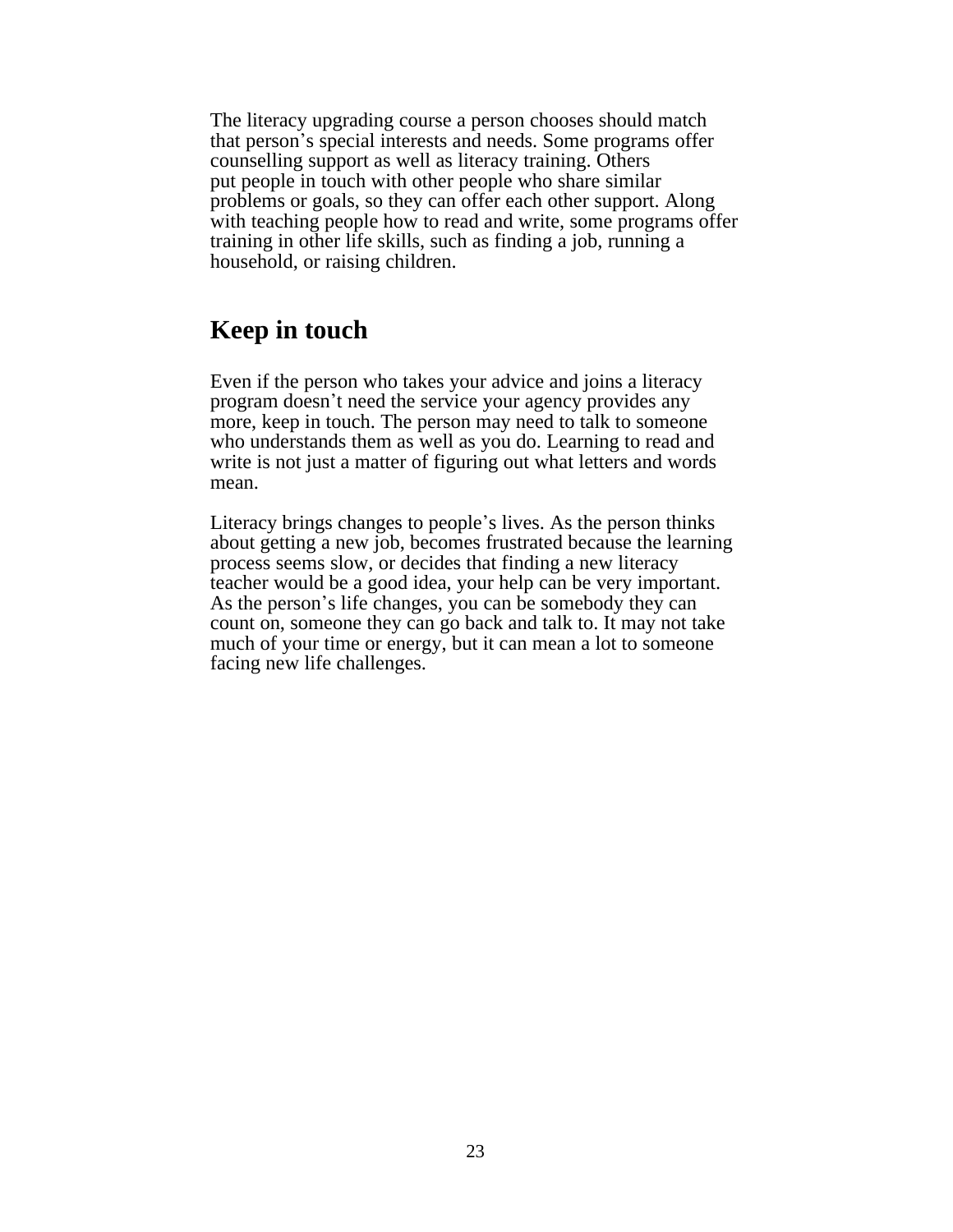The literacy upgrading course a person chooses should match that person's special interests and needs. Some programs offer counselling support as well as literacy training. Others put people in touch with other people who share similar problems or goals, so they can offer each other support. Along with teaching people how to read and write, some programs offer training in other life skills, such as finding a job, running a household, or raising children.

## Keep in touch

Even if the person who takes your advice and joins a literacy program doesn't need the service your agency provides any more, keep in touch. The person may need to talk to someone who understands them as well as you do. Learning to read and write is not just a matter of figuring out what letters and words mean.

Literacy brings changes to people's lives. As the person thinks about getting a new job, becomes frustrated because the learning process seems slow, or decides that finding a new literacy teacher would be a good idea, your help can be very important. As the person's life changes, you can be somebody they can count on, someone they can go back and talk to. It may not take much of your time or energy, but it can mean a lot to someone facing new life challenges.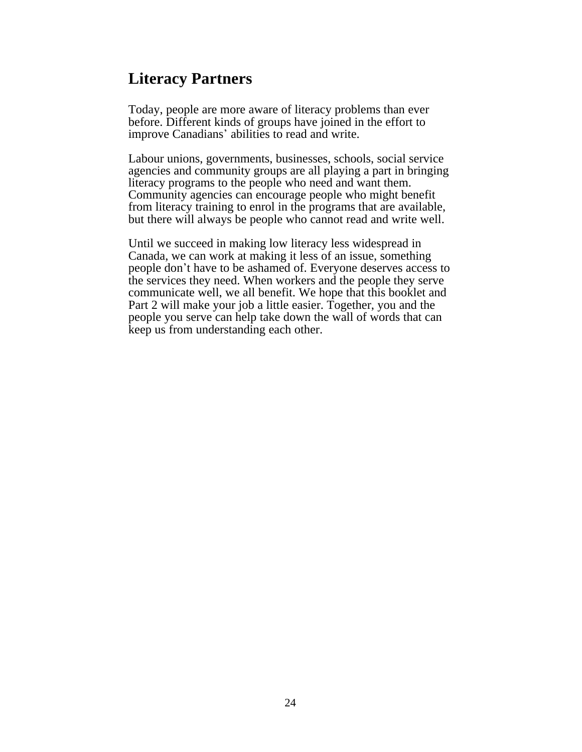## Literacy Partners

Today, people are more aware of literacy problems than ever before. Different kinds of groups have joined in the effort to improve Canadians' abilities to read and write.

Labour unions, governments, businesses, schools, social service agencies and community groups are all playing a part in bringing literacy programs to the people who need and want them. Community agencies can encourage people who might benefit from literacy training to enrol in the programs that are available, but there will always be people who cannot read and write well.

Until we succeed in making low literacy less widespread in Canada, we can work at making it less of an issue, something people don't have to be ashamed of. Everyone deserves access to the services they need. When workers and the people they serve communicate well, we all benefit. We hope that this booklet and Part 2 will make your job a little easier. Together, you and the people you serve can help take down the wall of words that can keep us from understanding each other.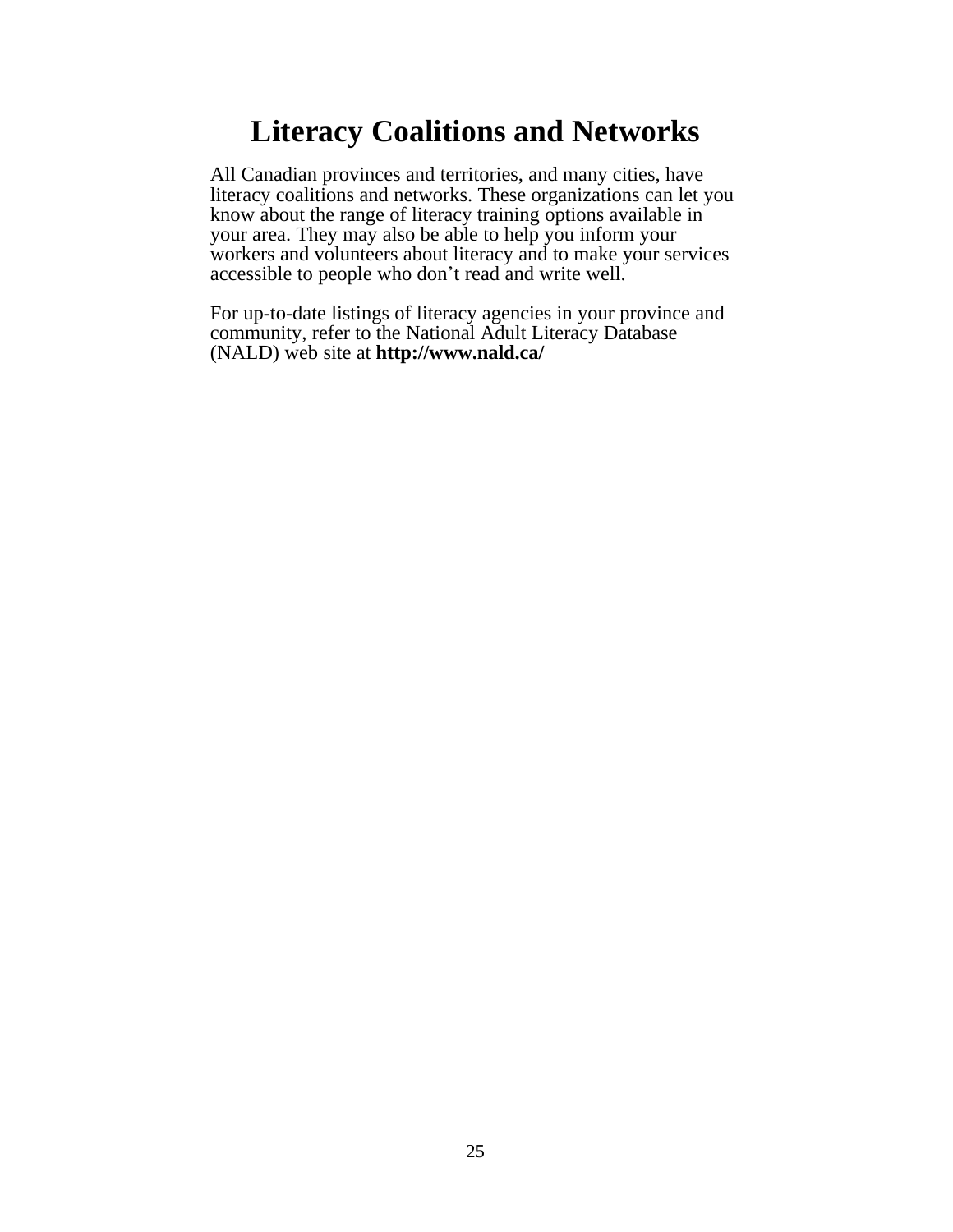# Literacy Coalitions and Networks

All Canadian provinces and territories, and many cities, have literacy coalitions and networks. These organizations can let you know about the range of literacy training options available in your area. They may also be able to help you inform your workers and volunteers about literacy and to make your services accessible to people who don't read and write well.

For up-to-date listings of literacy agencies in your province and community, refer to the National Adult Literacy Database (NALD) web site at **http://www.nald.ca/**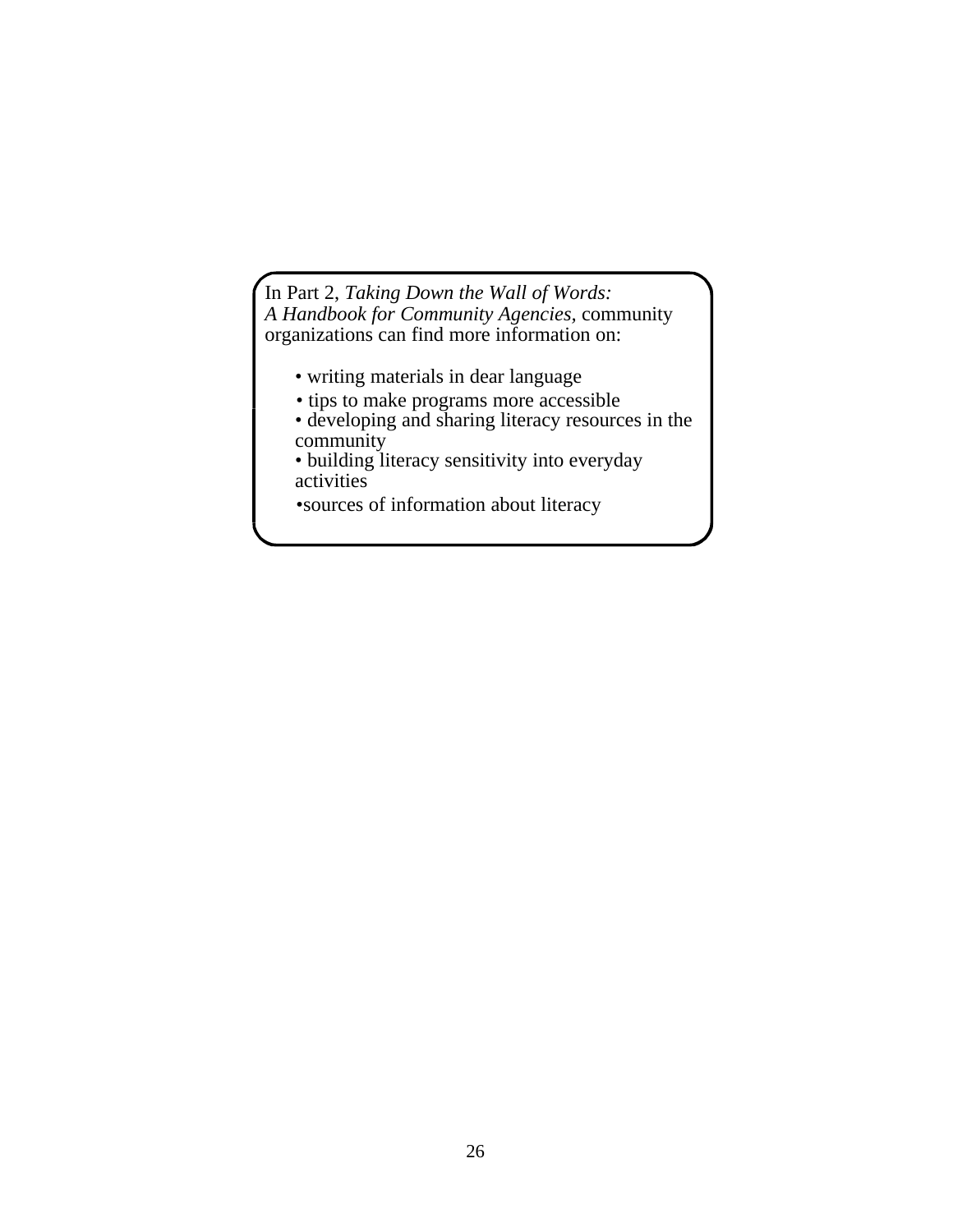In Part 2, *Taking Down the Wall of Words: A Handbook for Community Agencies*, community organizations can find more information on:

- writing materials in dear language
- tips to make programs more accessible
- developing and sharing literacy resources in the community
- building literacy sensitivity into everyday activities
- sources of information about literacy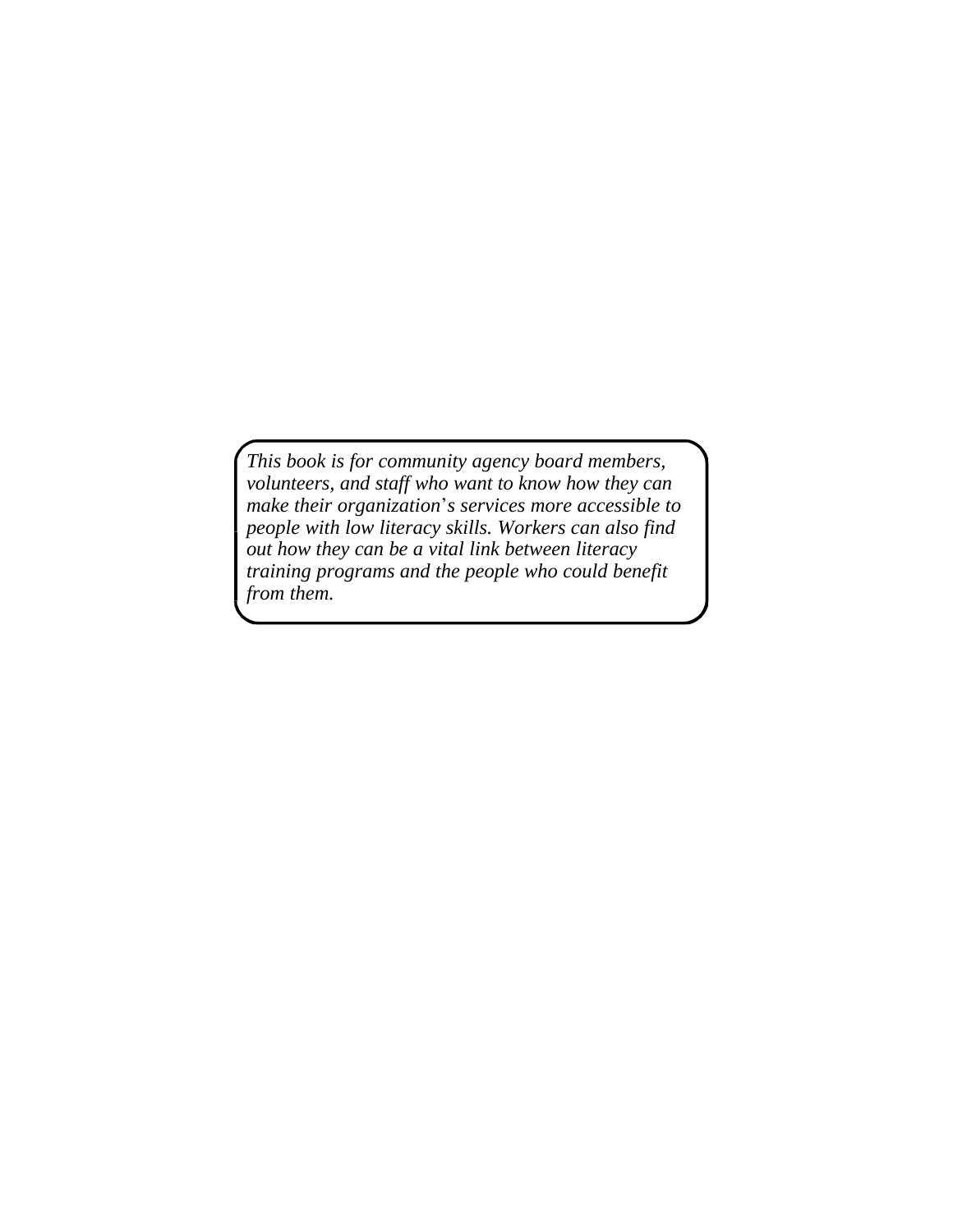*This book is for community agency board members, volunteers, and staff who want to know how they can make their organization's services more accessible to people with low literacy skills. Workers can also find out how they can be a vital link between literacy training programs and the people who could benefit from them.*